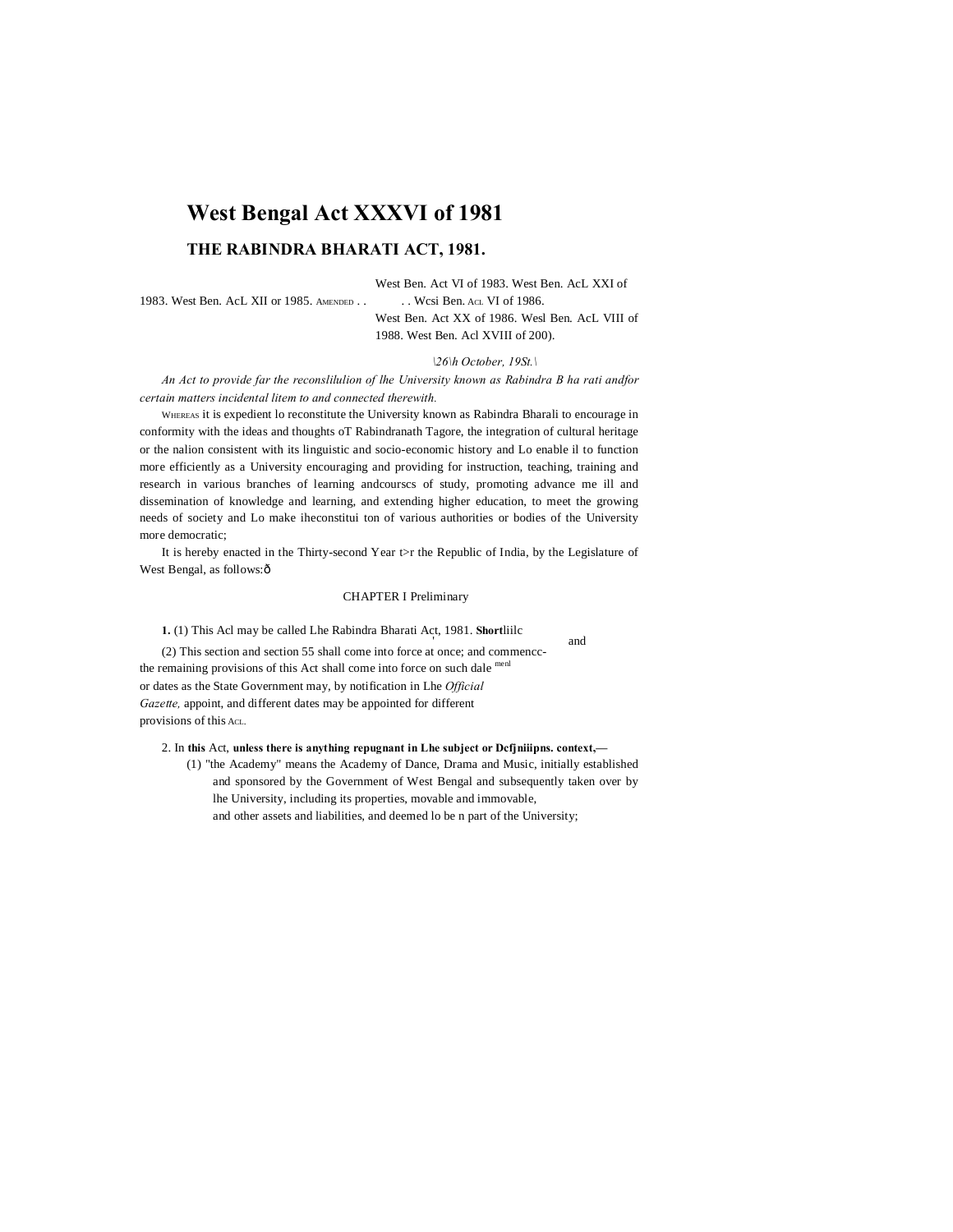# West Bengal Act XXXVI of 1981

## THE RABINDRA BHARATI ACT, 1981.

AMENDED . . West Ben. Act VI of 1983. West Ben. AcL XXI of 1983. West Ben. AcL XII or 1985. . . Wcsi Ben. ACL VI of 1986. West Ben. Act XX of 1986. Wesl Ben. AcL VIII of 1988. West Ben. Acl XVIII of 200).

*\26\h October, 19St.\*

*An Act to provide far the reconslilulion of lhe University known as Rabindra B ha rati andfor certain matters incidental litem to and connected therewith.*

WHEREAS it is expedient lo reconstitute the University known as Rabindra Bharali to encourage in conformity with the ideas and thoughts oT Rabindranath Tagore, the integration of cultural heritage or the nalion consistent with its linguistic and socio-economic history and Lo enable il to function more efficiently as a University encouraging and providing for instruction, teaching, training and research in various branches of learning andcourscs of study, promoting advance me ill and dissemination of knowledge and learning, and extending higher education, to meet the growing needs of society and Lo make iheconstitui ton of various authorities or bodies of the University more democratic;

It is hereby enacted in the Thirty-second Year t>r the Republic of India, by the Legislature of West Bengal, as follows:ð

CHAPTER I Preliminary

**Shortliilc and commencc-menl**

**1.** (1) This Acl may be called Lhe Rabindra Bharati Act, 1981.

(2) This section and section 55 shall come into force at once; and the remaining provisions of this Act shall come into force on such dale or dates as the State Government may, by notification in Lhe *Official Gazette,* appoint, and different dates may be appointed for different provisions of this ACL.

**Dcfjniiipns.**

2. In **this** Act, **unless there is anything repugnant in Lhe subject or context,—**

(1) "the Academy" means the Academy of Dance, Drama and Music, initially established and sponsored by the Government of West Bengal and subsequently taken over by lhe University, including its properties, movable and immovable, and other assets and liabilities, and deemed lo be n part of the University;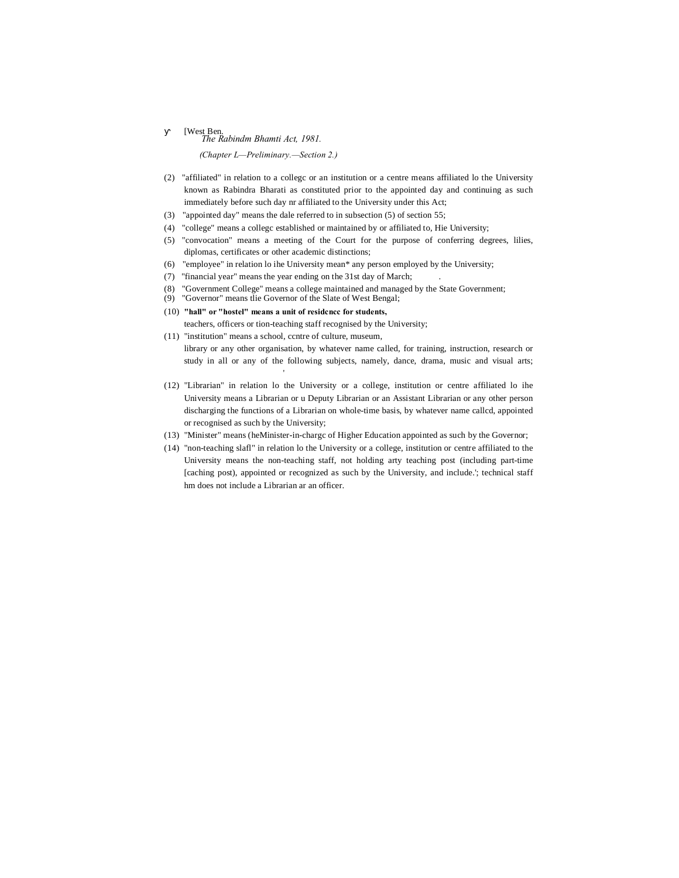*(Chapter L—Preliminary.—Section 2.)*

(2) "affiliated" in relation to a collegc or an institution or a centre means affiliated lo the University known as Rabindra Bharati as constituted prior to the appointed day and continuing as such immediately before such day nr affiliated to the University under this Act;

(3) "appointed day" means the dale referred to in subsection (5) of section 55;

(4) "college" means a collegc established or maintained by or affiliated to, Hie University;

(5) "convocation" means a meeting of the Court for the purpose of conferring degrees, lilies, diplomas, certificates or other academic distinctions;

(6) "employee" in relation lo ihe University mean* any person employed by the University;

(7) "financial year" means the year ending on the 31st day of March;

(8) "Government College" means a college maintained and managed by the State Government;

(9) "Governor" means tlie Governor of the Slate of West Bengal;

(10) **"hall" or "hostel" means a unit of residcncc for students,** teachers, officers or tion-teaching staff recognised by the University;

(11) "institution" means a school, ccntre of culture, museum, library or any other organisation, by whatever name called, for training, instruction, research or study in all or any of the following subjects, namely, dance, drama, music and visual arts;

(12) "Librarian" in relation lo the University or a college, institution or centre affiliated lo ihe University means a Librarian or u Deputy Librarian or an Assistant Librarian or any other person discharging the functions of a Librarian on whole-time basis, by whatever name callcd, appointed or recognised as such by the University;

(13) "Minister" means (heMinister-in-chargc of Higher Education appointed as such by the Governor;

(14) "non-teaching slafl" in relation lo the University or a college, institution or centre affiliated to the University means the non-teaching staff, not holding arty teaching post (including part-time [caching post), appointed or recognized as such by the University, and include.'; technical staff hm does not include a Librarian ar an officer.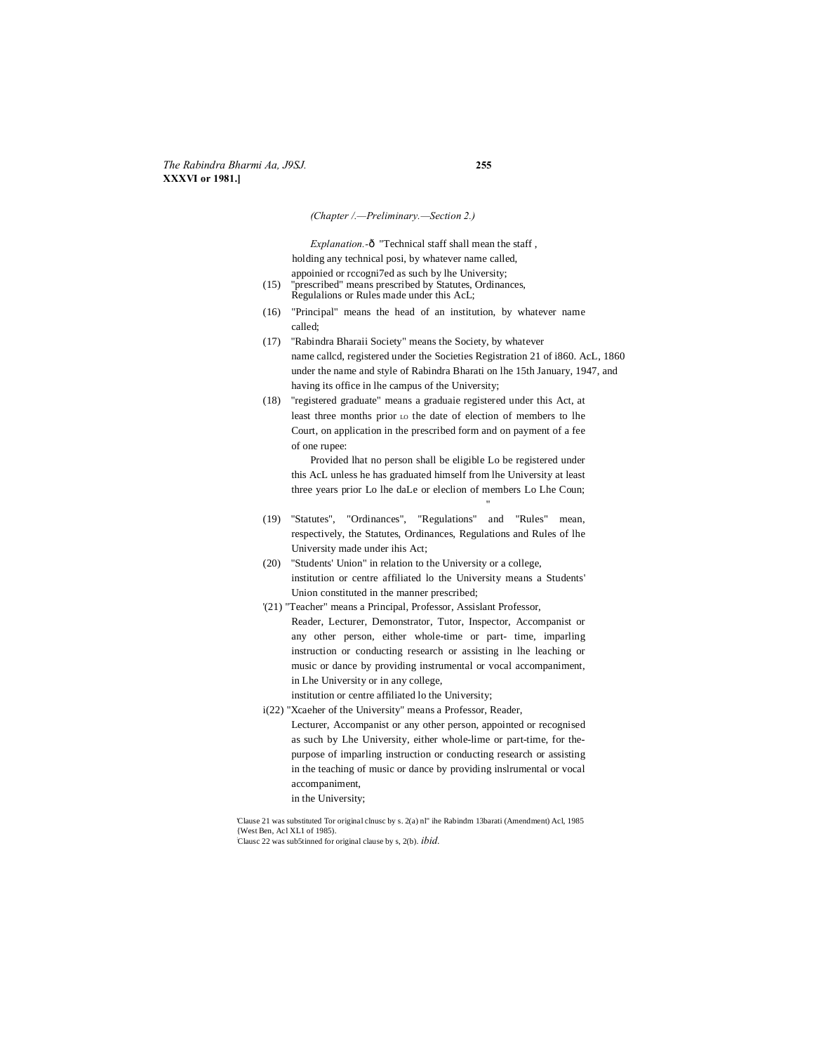(Chapter /.—Preliminary.—Section 2.)

*Explanation.*-ð "Technical staff shall mean the staff , holding any technical posi, by whatever name called, appoinied or rccogni7ed as such by lhe University;

(15) "prescribed" means prescribed by Statutes, Ordinances, Regulalions or Rules made under this AcL;

(16) "Principal" means the head of an institution, by whatever name called;

(17) "Rabindra Bharaii Society" means the Society, by whatever name callcd, registered under the Societies Registration 21 of i860. AcL, 1860 under the name and style of Rabindra Bharati on lhe 15th January, 1947, and having its office in lhe campus of the University;

(18) "registered graduate" means a graduaie registered under this Act, at least three months prior LO the date of election of members to lhe Court, on application in the prescribed form and on payment of a fee of one rupee:

Provided lhat no person shall be eligible Lo be registered under this AcL unless he has graduated himself from lhe University at least three years prior Lo lhe daLe or eleclion of members Lo Lhe Coun;

"

(19) "Statutes", "Ordinances", "Regulations" and "Rules" mean, respectively, the Statutes, Ordinances, Regulations and Rules of lhe University made under ihis Act;

(20) "Students' Union" in relation to the University or a college, institution or centre affiliated lo the University means a Students' Union constituted in the manner prescribed;

'(21) "Teacher" means a Principal, Professor, Assislant Professor, Reader, Lecturer, Demonstrator, Tutor, Inspector, Accompanist or any other person, either whole-time or part- time, imparling instruction or conducting research or assisting in lhe leaching or music or dance by providing instrumental or vocal accompaniment, in Lhe University or in any college, institution or centre affiliated lo the University;

i(22) "Xcaeher of the University" means a Professor, Reader, Lecturer, Accompanist or any other person, appointed or recognised as such by Lhe University, either whole-lime or part-time, for the-purpose of imparling instruction or conducting research or assisting in the teaching of music or dance by providing inslrumental or vocal accompaniment, in the University;

'Clause 21 was substituted Tor original clnusc by s. 2(a) nl" ihe Rabindm 13barati (Amendment) Acl, 1985 {West Ben, Acl XL1 of 1985).

'Clausc 22 was sub5tinned for original clause by s, 2(b). *ibid.*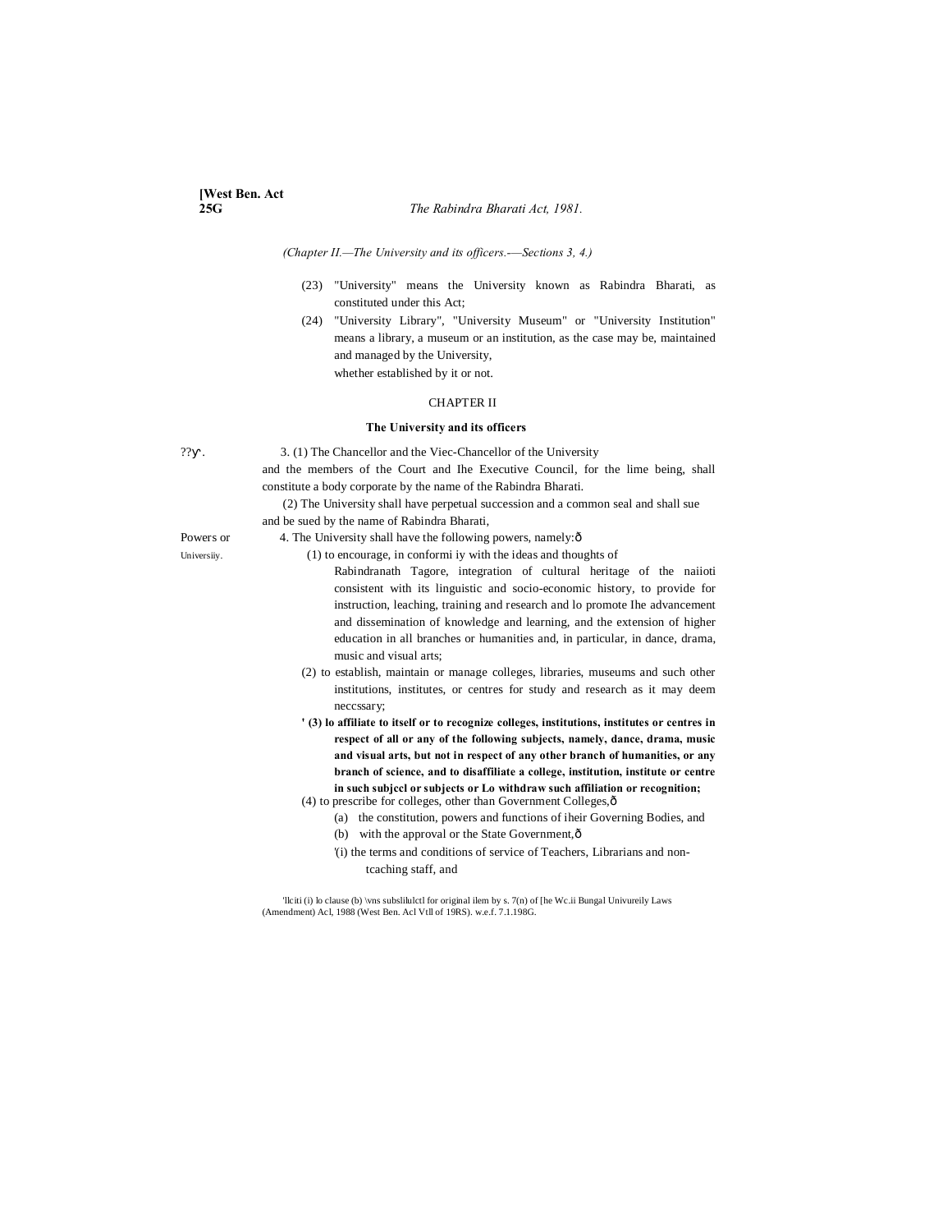(Chapter II.—The University and its officers.-—Sections 3, 4.)

(23) "University" means the University known as Rabindra Bharati, as constituted under this Act;

(24) "University Library", "University Museum" or "University Institution" means a library, a museum or an institution, as the case may be, maintained and managed by the University, whether established by it or not.

## CHAPTER II

### The University and its officers

??ƴ. 3. (1) The Chancellor and the Viec-Chancellor of the University and the members of the Court and Ihe Executive Council, for the lime being, shall constitute a body corporate by the name of the Rabindra Bharati.

(2) The University shall have perpetual succession and a common seal and shall sue and be sued by the name of Rabindra Bharati,

Powers or Universiiy. 4. The University shall have the following powers, namely:ð

(1) to encourage, in conformi iy with the ideas and thoughts of Rabindranath Tagore, integration of cultural heritage of the naiioti consistent with its linguistic and socio-economic history, to provide for instruction, leaching, training and research and lo promote Ihe advancement and dissemination of knowledge and learning, and the extension of higher education in all branches or humanities and, in particular, in dance, drama, music and visual arts;

(2) to establish, maintain or manage colleges, libraries, museums and such other institutions, institutes, or centres for study and research as it may deem neccssary;

**' (3) lo affiliate to itself or to recognize colleges, institutions, institutes or centres in respect of all or any of the following subjects, namely, dance, drama, music and visual arts, but not in respect of any other branch of humanities, or any branch of science, and to disaffiliate a college, institution, institute or centre in such subjccl or subjects or Lo withdraw such affiliation or recognition;**

(4) to prescribe for colleges, other than Government Colleges,ð

(a) the constitution, powers and functions of iheir Governing Bodies, and

(b) with the approval or the State Government,ð

'(i) the terms and conditions of service of Teachers, Librarians and non-tcaching staff, and

'llciti (i) lo clause (b) \vns subslilulctl for original ilem by s. 7(n) of [he Wc.ii Bungal Univureily Laws (Amendment) Acl, 1988 (West Ben. Acl Vtll of 19RS). w.e.f. 7.1.198G.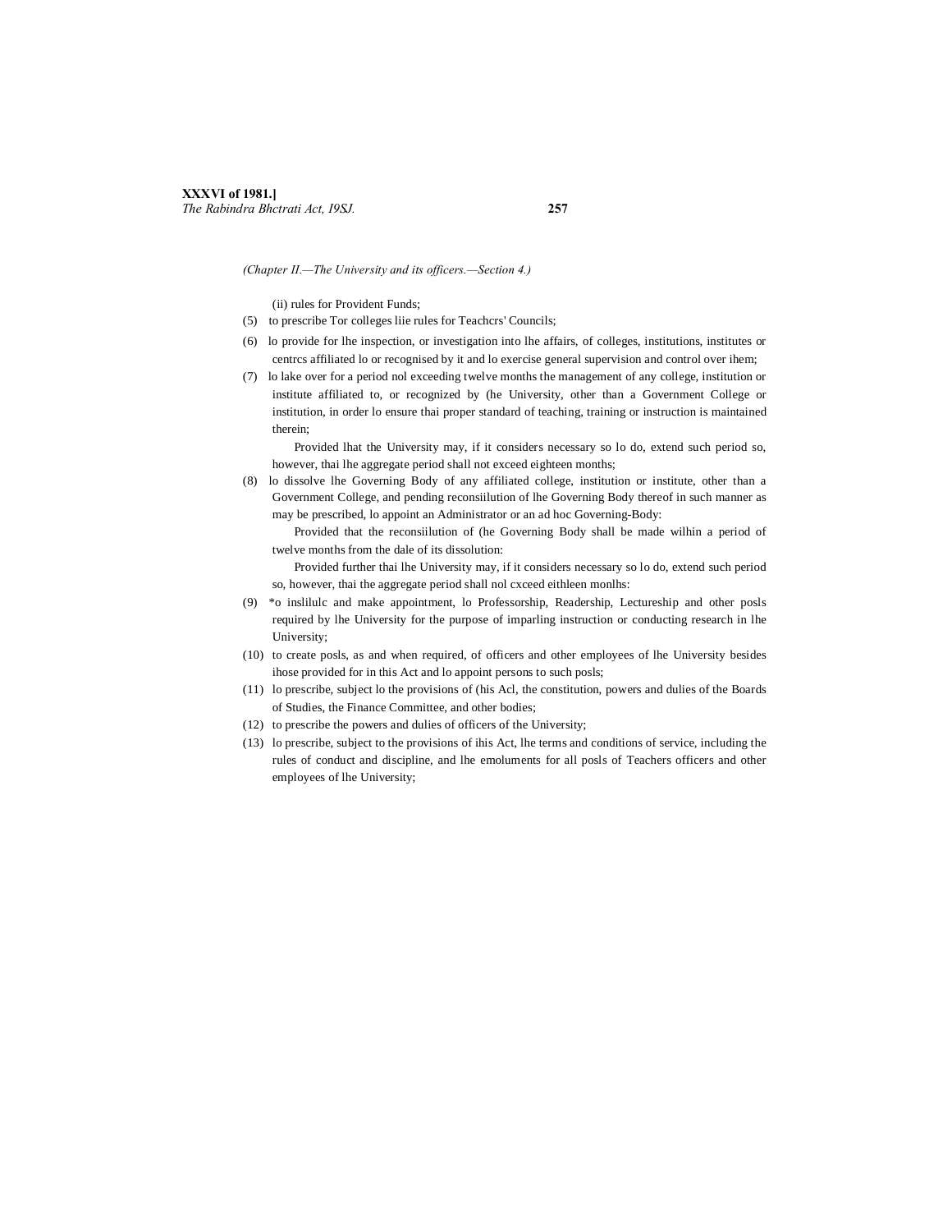(Chapter II.—The University and its officers.—Section 4.)

(ii) rules for Provident Funds;

(5) to prescribe Tor colleges liie rules for Teachcrs' Councils;

(6) lo provide for lhe inspection, or investigation into lhe affairs, of colleges, institutions, institutes or centrcs affiliated lo or recognised by it and lo exercise general supervision and control over ihem;

(7) lo lake over for a period nol exceeding twelve months the management of any college, institution or institute affiliated to, or recognized by (he University, other than a Government College or institution, in order lo ensure thai proper standard of teaching, training or instruction is maintained therein;

Provided lhat the University may, if it considers necessary so lo do, extend such period so, however, thai lhe aggregate period shall not exceed eighteen months;

(8) lo dissolve lhe Governing Body of any affiliated college, institution or institute, other than a Government College, and pending reconsiilution of lhe Governing Body thereof in such manner as may be prescribed, lo appoint an Administrator or an ad hoc Governing-Body:

Provided that the reconsiilution of (he Governing Body shall be made wilhin a period of twelve months from the dale of its dissolution:

Provided further thai lhe University may, if it considers necessary so lo do, extend such period so, however, thai the aggregate period shall nol cxceed eithleen monlhs:

(9) *o inslilulc and make appointment, lo Professorship, Readership, Lectureship and other posls required by lhe University for the purpose of imparling instruction or conducting research in lhe University;

(10) to create posls, as and when required, of officers and other employees of lhe University besides ihose provided for in this Act and lo appoint persons to such posls;

(11) lo prescribe, subject lo the provisions of (his Acl, the constitution, powers and dulies of the Boards of Studies, the Finance Committee, and other bodies;

(12) to prescribe the powers and dulies of officers of the University;

(13) lo prescribe, subject to the provisions of ihis Act, lhe terms and conditions of service, including the rules of conduct and discipline, and lhe emoluments for all posls of Teachers officers and other employees of lhe University;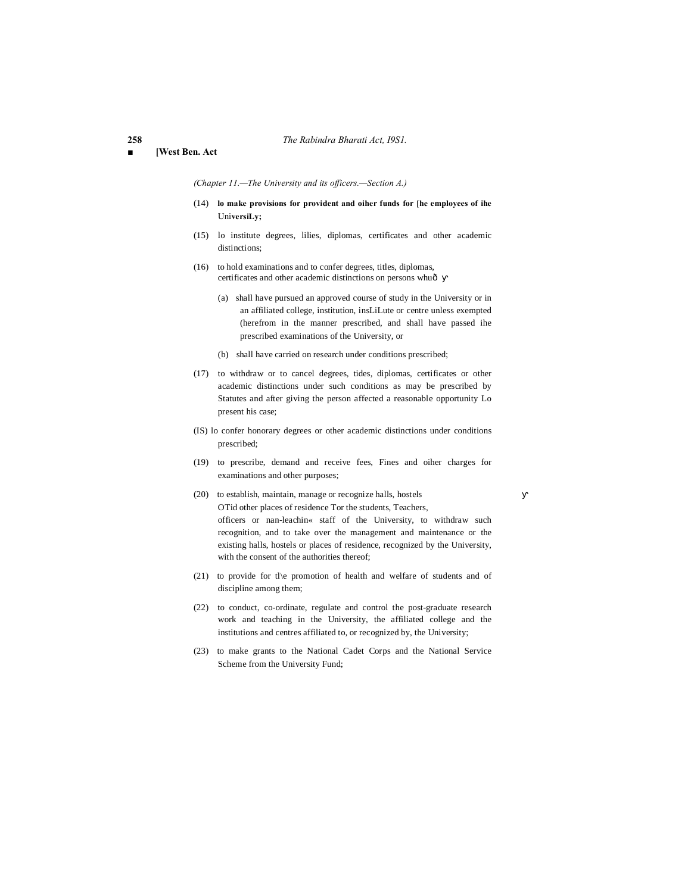*(Chapter 11.—The University and its officers.—Section A.)*

(14) **lo make provisions for provident and oiher funds for [he employees of ihe** Uni**versiLy;**

(15) lo institute degrees, lilies, diplomas, certificates and other academic distinctions;

(16) to hold examinations and to confer degrees, titles, diplomas, certificates and other academic distinctions on persons whuð

(a) shall have pursued an approved course of study in the University or in an affiliated college, institution, insLiLute or centre unless exempted (herefrom in the manner prescribed, and shall have passed ihe prescribed examinations of the University, or

(b) shall have carried on research under conditions prescribed;

(17) to withdraw or to cancel degrees, tides, diplomas, certificates or other academic distinctions under such conditions as may be prescribed by Statutes and after giving the person affected a reasonable opportunity Lo present his case;

(IS) lo confer honorary degrees or other academic distinctions under conditions prescribed;

(19) to prescribe, demand and receive fees, Fines and oiher charges for examinations and other purposes;

(20) to establish, maintain, manage or recognize halls, hostels OTid other places of residence Tor the students, Teachers, officers or nan-leachin« staff of the University, to withdraw such recognition, and to take over the management and maintenance or the existing halls, hostels or places of residence, recognized by the University, with the consent of the authorities thereof;

(21) to provide for tl\e promotion of health and welfare of students and of discipline among them;

(22) to conduct, co-ordinate, regulate and control the post-graduate research work and teaching in the University, the affiliated college and the institutions and centres affiliated to, or recognized by, the University;

(23) to make grants to the National Cadet Corps and the National Service Scheme from the University Fund;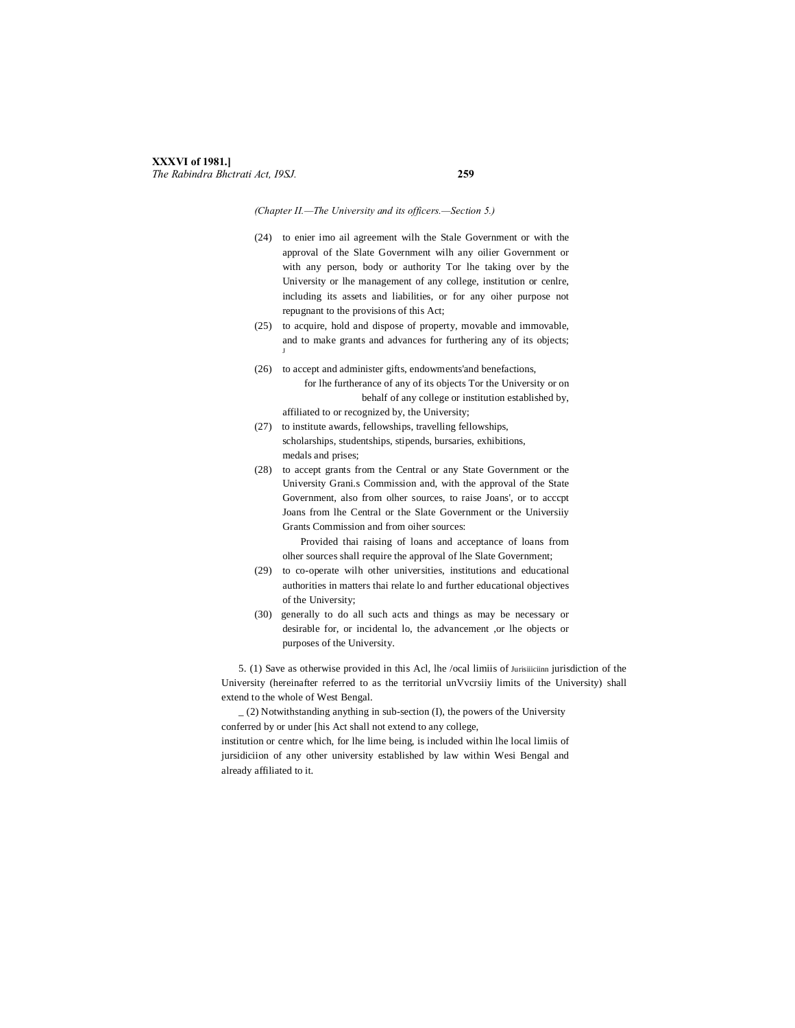*(Chapter II.—The University and its officers.—Section 5.)*

(24) to enier imo ail agreement wilh the Stale Government or with the approval of the Slate Government wilh any oilier Government or with any person, body or authority Tor lhe taking over by the University or lhe management of any college, institution or cenlre, including its assets and liabilities, or for any oiher purpose not repugnant to the provisions of this Act;

(25) to acquire, hold and dispose of property, movable and immovable, and to make grants and advances for furthering any of its objects;

(26) to accept and administer gifts, endowments'and benefactions, for lhe furtherance of any of its objects Tor the University or on behalf of any college or institution established by, affiliated to or recognized by, the University;

(27) to institute awards, fellowships, travelling fellowships, scholarships, studentships, stipends, bursaries, exhibitions, medals and prises;

(28) to accept grants from the Central or any State Government or the University Grani.s Commission and, with the approval of the State Government, also from olher sources, to raise Joans', or to acccpt Joans from lhe Central or the Slate Government or the Universiiy Grants Commission and from oiher sources:

Provided thai raising of loans and acceptance of loans from olher sources shall require the approval of lhe Slate Government;

(29) to co-operate wilh other universities, institutions and educational authorities in matters thai relate lo and further educational objectives of the University;

(30) generally to do all such acts and things as may be necessary or desirable for, or incidental lo, the advancement ,or lhe objects or purposes of the University.

5. (1) Save as otherwise provided in this Acl, lhe /ocal limiis of Jurisiiiciinn jurisdiction of the University (hereinafter referred to as the territorial unVvcrsiiy limits of the University) shall extend to the whole of West Bengal.

_ (2) Notwithstanding anything in sub-section (I), the powers of the University conferred by or under [his Act shall not extend to any college, institution or centre which, for lhe lime being, is included within lhe local limiis of jursidiciion of any other university established by law within Wesi Bengal and already affiliated to it.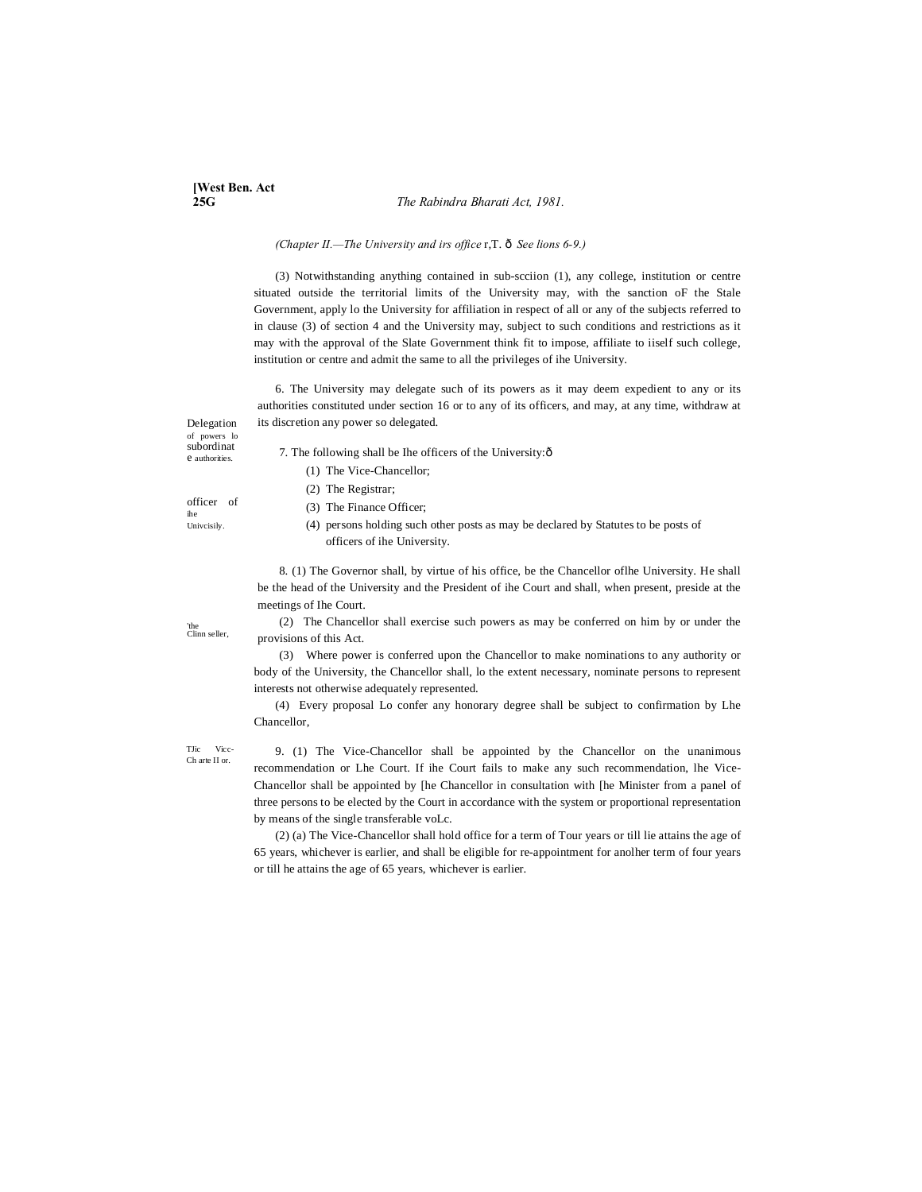(Chapter II.—The University and irs office r,T. ð See lions 6-9.)

(3) Notwithstanding anything contained in sub-scciion (1), any college, institution or centre situated outside the territorial limits of the University may, with the sanction oF the Stale Government, apply lo the University for affiliation in respect of all or any of the subjects referred to in clause (3) of section 4 and the University may, subject to such conditions and restrictions as it may with the approval of the Slate Government think fit to impose, affiliate to iiself such college, institution or centre and admit the same to all the privileges of ihe University.

Delegation of powers lo subordinate authorities.

6. The University may delegate such of its powers as it may deem expedient to any or its authorities constituted under section 16 or to any of its officers, and may, at any time, withdraw at its discretion any power so delegated.

officer of ihe Univcisily.

7. The following shall be Ihe officers of the University:ð

(1) The Vice-Chancellor;

(2) The Registrar;

(3) The Finance Officer;

(4) persons holding such other posts as may be declared by Statutes to be posts of officers of ihe University.

'the Clinn seller,

8. (1) The Governor shall, by virtue of his office, be the Chancellor oflhe University. He shall be the head of the University and the President of ihe Court and shall, when present, preside at the meetings of Ihe Court.

(2) The Chancellor shall exercise such powers as may be conferred on him by or under the provisions of this Act.

(3) Where power is conferred upon the Chancellor to make nominations to any authority or body of the University, the Chancellor shall, lo the extent necessary, nominate persons to represent interests not otherwise adequately represented.

(4) Every proposal Lo confer any honorary degree shall be subject to confirmation by Lhe Chancellor,

TJic Vicc-Ch arte II or.

9. (1) The Vice-Chancellor shall be appointed by the Chancellor on the unanimous recommendation or Lhe Court. If ihe Court fails to make any such recommendation, lhe Vice-Chancellor shall be appointed by [he Chancellor in consultation with [he Minister from a panel of three persons to be elected by the Court in accordance with the system or proportional representation by means of the single transferable voLc.

(2) (a) The Vice-Chancellor shall hold office for a term of Tour years or till lie attains the age of 65 years, whichever is earlier, and shall be eligible for re-appointment for anolher term of four years or till he attains the age of 65 years, whichever is earlier.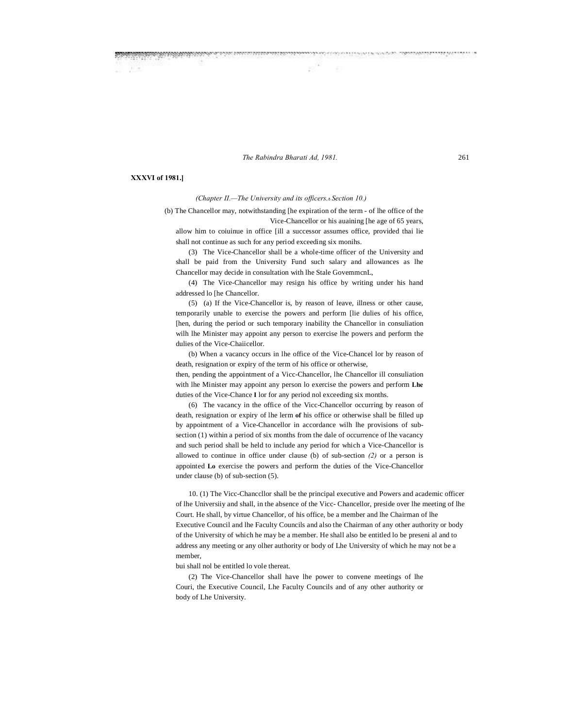**XXXVI of 1981.]**

*(Chapter II.—The University and its officers.—Section 10.)*

(b) The Chancellor may, notwithstanding [he expiration of the term - of lhe office of the Vice-Chancellor or his auaining [he age of 65 years, allow him to coiuinue in office [ill a successor assumes office, provided thai lie shall not continue as such for any period exceeding six monihs.

(3) The Vice-Chancellor shall be a whole-time officer of the University and shall be paid from the University Fund such salary and allowances as lhe Chancellor may decide in consultation with lhe Stale GovemmcnL,

(4) The Vice-Chancellor may resign his office by writing under his hand addressed lo [he Chancellor.

(5) (a) If the Vice-Chancellor is, by reason of leave, illness or other cause, temporarily unable to exercise the powers and perform [lie dulies of his office, [hen, during the period or such temporary inability the Chancellor in consuliation wilh lhe Minister may appoint any person to exercise lhe powers and perform the dulies of the Vice-Chaiicellor.

(b) When a vacancy occurs in lhe office of the Vice-Chancel lor by reason of death, resignation or expiry of the term of his office or otherwise,
then, pending the appointment of a Vicc-Chancellor, lhe Chancellor ill consuliation with lhe Minister may appoint any person lo exercise the powers and perform **Lhe** duties of the Vice-Chance **I** lor for any period nol exceeding six months.

(6) The vacancy in the office of the Vicc-Chancellor occurring by reason of death, resignation or expiry of lhe lerm **of** his office or otherwise shall be filled up by appointment of a Vice-Chancellor in accordance wilh lhe provisions of sub-section (1) within a period of six months from the dale of occurrence of lhe vacancy and such period shall be held to include any period for which a Vice-Chancellor is allowed to continue in office under clause (b) of sub-section *(2)* or a person is appointed **Lo** exercise the powers and perform the duties of the Vice-Chancellor under clause (b) of sub-section (5).

Powers and duties of the Vice-Chancellor.

10. (1) The Vicc-Chanccllor shall be the principal executive and academic officer of lhe Universiiy and shall, in the absence of the Chancellor, preside over lhe meeting of lhe Court. He shall, by virtue of his office, be a member and lhe Chairman of lhe Executive Council and lhe Faculty Councils and also the Chairman of any other authority or body of the University of which he may be a member. He shall also be entitled lo be preseni al and to address any meeting or any olher authority or body of Lhe University of which he may not be a member,
bui shall nol be entitled lo vole thereat.

(2) The Vice-Chancellor shall have lhe power to convene meetings of lhe Couri, the Executive Council, Lhe Faculty Councils and of any other authority or body of Lhe University.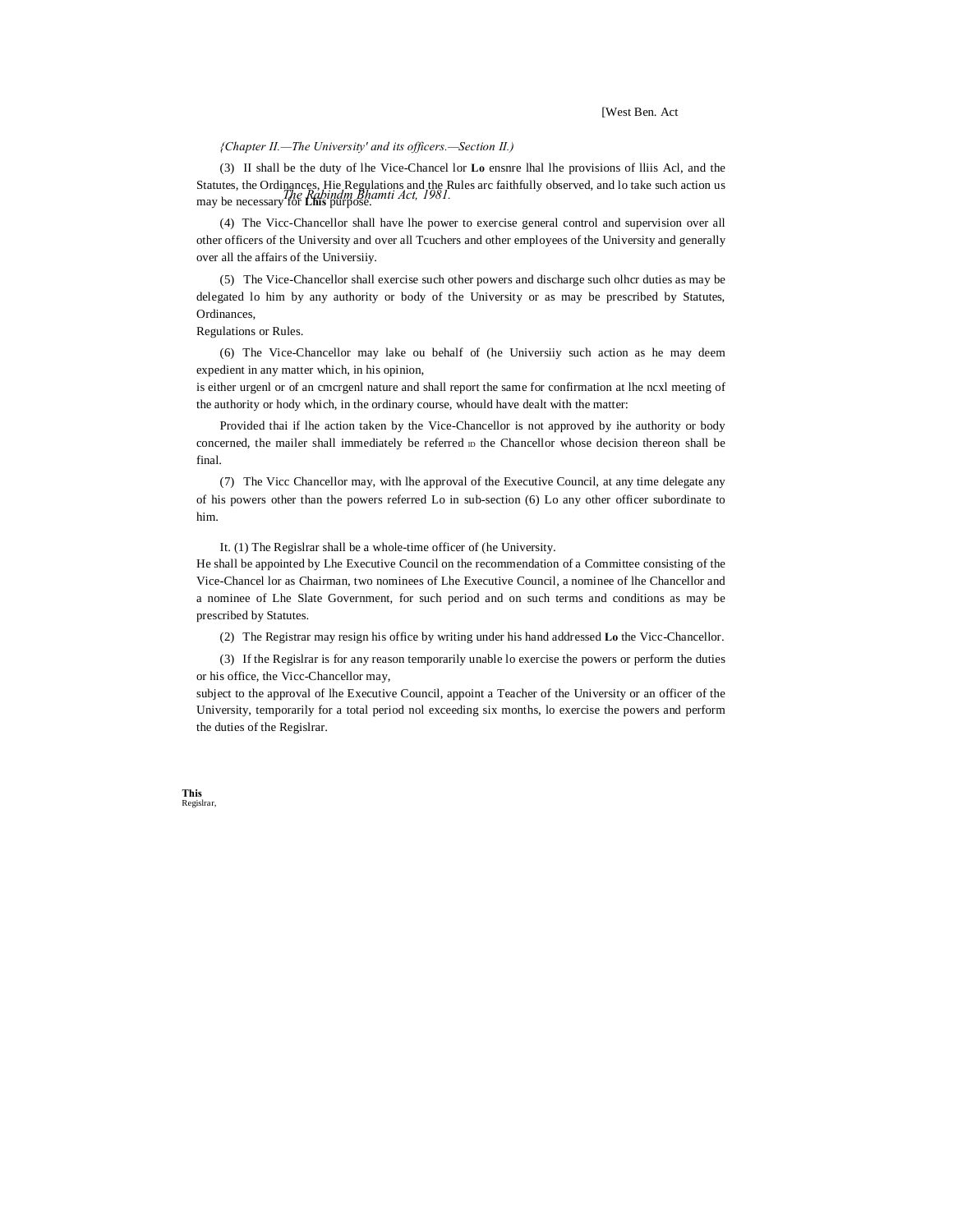[West Ben. Act

*The Rabindm Bhamti Act, 1981.*

*{Chapter II.—The University' and its officers.—Section II.)*

(3) II shall be the duty of lhe Vice-Chancel lor **Lo** ensnre lhal lhe provisions of lliis Acl, and the Statutes, the Ordinances, Hie Regulations and the Rules arc faithfully observed, and lo take such action us may be necessary for **Lhis** purpose.

(4) The Vicc-Chancellor shall have lhe power to exercise general control and supervision over all other officers of the University and over all Tcuchers and other employees of the University and generally over all the affairs of the Universiiy.

(5) The Vice-Chancellor shall exercise such other powers and discharge such olhcr duties as may be delegated lo him by any authority or body of the University or as may be prescribed by Statutes, Ordinances,
Regulations or Rules.

(6) The Vice-Chancellor may lake ou behalf of (he Universiiy such action as he may deem expedient in any matter which, in his opinion,
is either urgenl or of an cmcrgenl nature and shall report the same for confirmation at lhe ncxl meeting of the authority or hody which, in the ordinary course, whould have dealt with the matter:

Provided thai if lhe action taken by the Vice-Chancellor is not approved by ihe authority or body concerned, the mailer shall immediately be referred ID the Chancellor whose decision thereon shall be final.

(7) The Vicc Chancellor may, with lhe approval of the Executive Council, at any time delegate any of his powers other than the powers referred Lo in sub-section (6) Lo any other officer subordinate to him.

**This**
Regislrar,

It. (1) The Regislrar shall be a whole-time officer of (he University.
He shall be appointed by Lhe Executive Council on the recommendation of a Committee consisting of the Vice-Chancel lor as Chairman, two nominees of Lhe Executive Council, a nominee of lhe Chancellor and a nominee of Lhe Slate Government, for such period and on such terms and conditions as may be prescribed by Statutes.

(2) The Registrar may resign his office by writing under his hand addressed **Lo** the Vicc-Chancellor.

(3) If the Regislrar is for any reason temporarily unable lo exercise the powers or perform the duties or his office, the Vicc-Chancellor may,
subject to the approval of lhe Executive Council, appoint a Teacher of the University or an officer of the University, temporarily for a total period nol exceeding six months, lo exercise the powers and perform the duties of the Regislrar.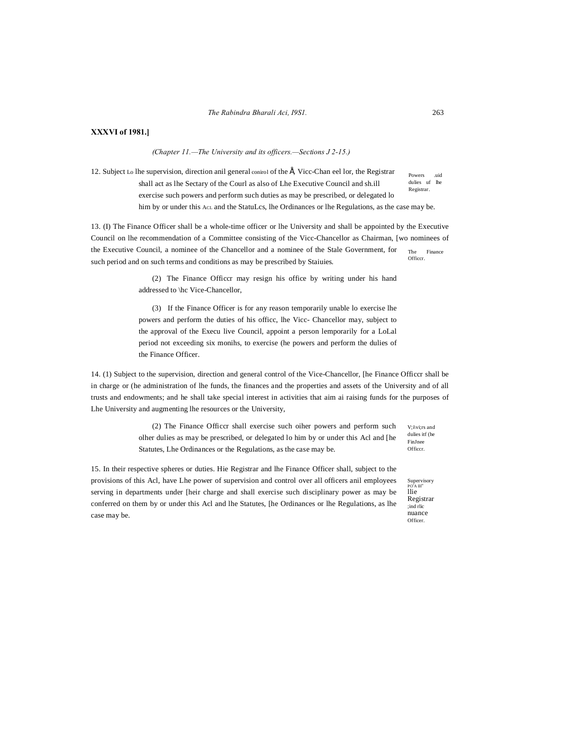**XXXVI of 1981.]**

*(Chapter 11.—The University and its officers.—Sections J 2-15.)*

12. Subject Lo lhe supervision, direction anil general conirol of the Å Vicc-Chan eel lor, the Registrar shall act as lhe Sectary of the Courl as also of Lhe Executive Council and sh.ill exercise such powers and perform such duties as may be prescribed, or delegated lo him by or under this ACL and the StatuLcs, lhe Ordinances or lhe Regulations, as the case may be.

Powers .uid dulies uf lhe Registrar.

13. (I) The Finance Officer shall be a whole-time officer or lhe University and shall be appointed by the Executive Council on lhe recommendation of a Committee consisting of the Vicc-Chancellor as Chairman, [wo nominees of the Executive Council, a nominee of the Chancellor and a nominee of the Stale Government, for such period and on such terms and conditions as may be prescribed by Staiuies.

The Finance Officcr.

(2) The Finance Officcr may resign his office by writing under his hand addressed to \hc Vice-Chancellor,

(3) If the Finance Officer is for any reason temporarily unable lo exercise lhe powers and perform the duties of his officc, lhe Vicc- Chancellor may, subject to the approval of the Execu live Council, appoint a person lemporarily for a LoLal period not exceeding six monihs, to exercise (he powers and perform the dulies of the Finance Officer.

14. (1) Subject to the supervision, direction and general control of the Vice-Chancellor, [he Finance Officcr shall be in charge or (he administration of lhe funds, the finances and the properties and assets of the University and of all trusts and endowments; and he shall take special interest in activities that aim ai raising funds for the purposes of Lhe University and augmenting lhe resources or the University,

(2) The Finance Officcr shall exercise such oiher powers and perform such olher dulies as may be prescribed, or delegated lo him by or under this Acl and [he Statutes, Lhe Ordinances or the Regulations, as the case may be.

V;i\vi;rs and dulies itf (he FinJnee Officcr.

15. In their respective spheres or duties. Hie Registrar and lhe Finance Officer shall, subject to the provisions of this Acl, have Lhe power of supervision and control over all officers anil employees serving in departments under [heir charge and shall exercise such disciplinary power as may be conferred on them by or under this Acl and lhe Statutes, [he Ordinances or lhe Regulations, as lhe case may be.

Supervisory PO'A ill" llie Registrar ;ind rlic nuance Officer.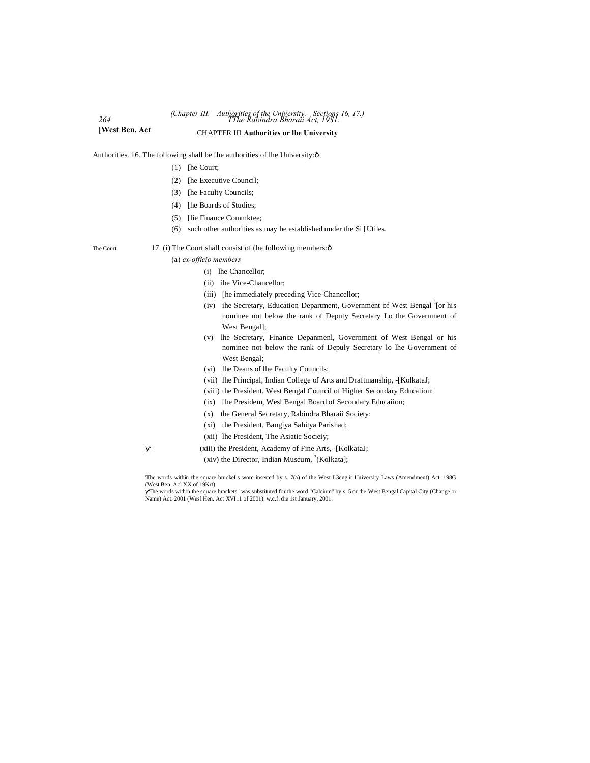## CHAPTER III **Authorities or lhe University**

Authorities. 16. The following shall be [he authorities of lhe University:ð

(1) [he Court;

(2) [he Executive Council;

(3) [he Faculty Councils;

(4) [he Boards of Studies;

(5) [lie Finance Commktee;

(6) such other authorities as may be established under the Si [Utiles.

The Court. 17. (i) The Court shall consist of (he following members:ð

(a) *ex-officio members*

(i) lhe Chancellor;

(ii) ihe Vice-Chancellor;

(iii) [he immediately preceding Vice-Chancellor;

(iv) ihe Secretary, Education Department, Government of West Bengal [1][or his nominee not below the rank of Deputy Secretary Lo the Government of West Bengal];

(v) lhe Secretary, Finance Depanmenl, Government of West Bengal or his nominee not below the rank of Depuly Secretary lo lhe Government of West Bengal;

(vi) lhe Deans of lhe Faculty Councils;

(vii) lhe Principal, Indian College of Arts and Draftmanship, -[KolkataJ;

(viii) the President, West Bengal Council of Higher Secondary Educaiion:

(ix) [he Presidem, Wesl Bengal Board of Secondary Educaiion;

(x) the General Secretary, Rabindra Bharaii Society;

(xi) the President, Bangiya Sahitya Parishad;

(xii) lhe President, The Asiatic Socieiy;

(xiii) the President, Academy of Fine Arts, -[KolkataJ;

(xiv) the Director, Indian Museum, [?](Kolkata];

'The words within the square bruckeLs wore inserted by s. 7(a) of the West L3eng.it University Laws (Amendment) Act, 198G (West Ben. Acl XX of 19Krt)

The words within the square brackets" was substituted for the word "Calcium" by s. 5 or the West Bengal Capital City (Change or Name) Act. 2001 (Wesl Hen. Act XVI11 of 2001). w.c.f. die 1st January, 2001.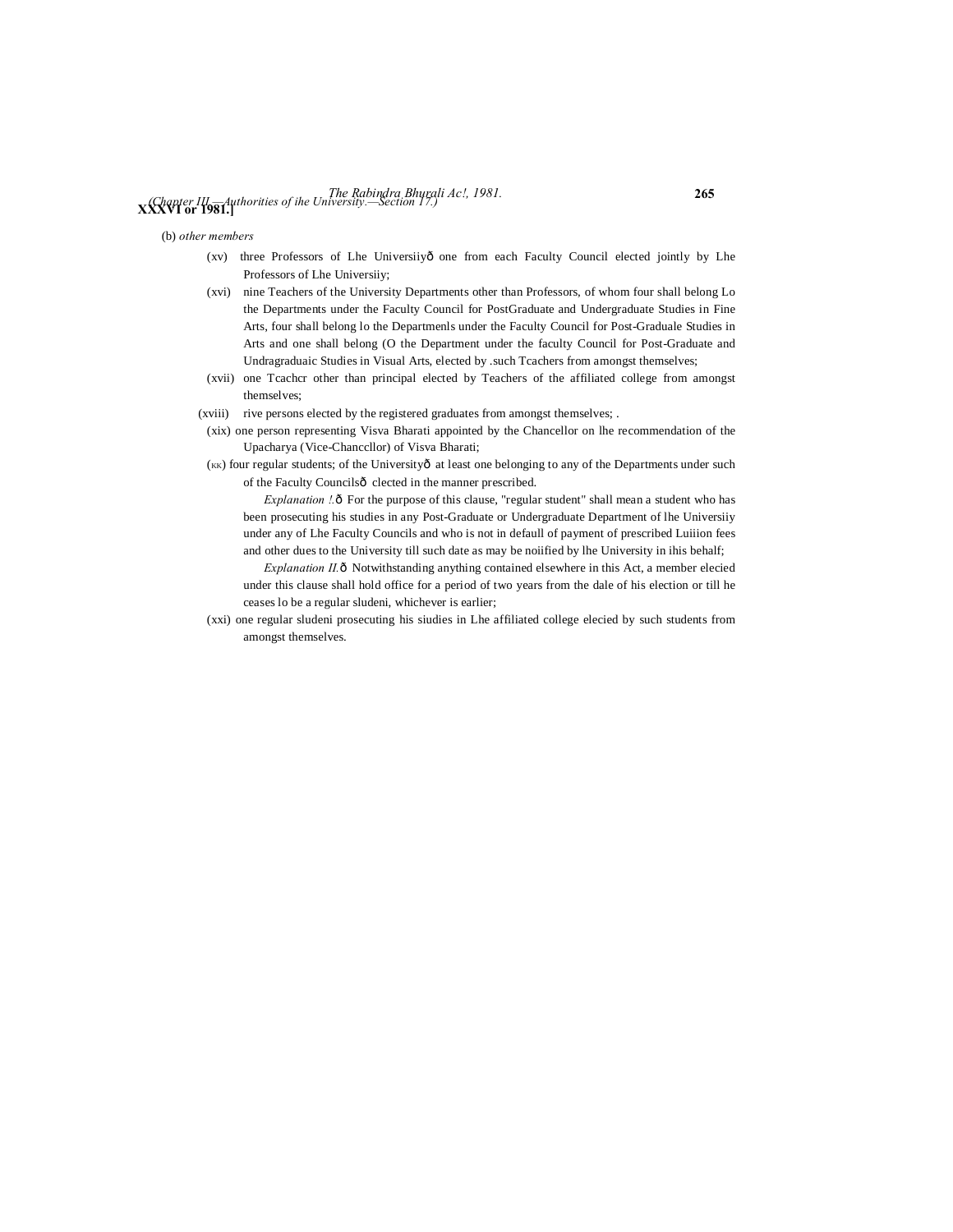(b) *other members*

(xv) three Professors of Lhe Universiiyð one from each Faculty Council elected jointly by Lhe Professors of Lhe Universiiy;

(xvi) nine Teachers of the University Departments other than Professors, of whom four shall belong Lo the Departments under the Faculty Council for PostGraduate and Undergraduate Studies in Fine Arts, four shall belong lo the Departmenls under the Faculty Council for Post-Graduale Studies in Arts and one shall belong (O the Department under the faculty Council for Post-Graduate and Undragraduaic Studies in Visual Arts, elected by .such Tcachers from amongst themselves;

(xvii) one Tcachcr other than principal elected by Teachers of the affiliated college from amongst themselves;

(xviii) rive persons elected by the registered graduates from amongst themselves; .

(xix) one person representing Visva Bharati appointed by the Chancellor on lhe recommendation of the Upacharya (Vice-Chanccllor) of Visva Bharati;

(KK) four regular students; of the Universityð at least one belonging to any of the Departments under such of the Faculty Councilsð clected in the manner prescribed.

*Explanation !.*ð For the purpose of this clause, "regular student" shall mean a student who has been prosecuting his studies in any Post-Graduate or Undergraduate Department of lhe Universiiy under any of Lhe Faculty Councils and who is not in defaull of payment of prescribed Luiiion fees and other dues to the University till such date as may be noiified by lhe University in ihis behalf;

*Explanation II.*ð Notwithstanding anything contained elsewhere in this Act, a member elecied under this clause shall hold office for a period of two years from the dale of his election or till he ceases lo be a regular sludeni, whichever is earlier;

(xxi) one regular sludeni prosecuting his siudies in Lhe affiliated college elecied by such students from amongst themselves.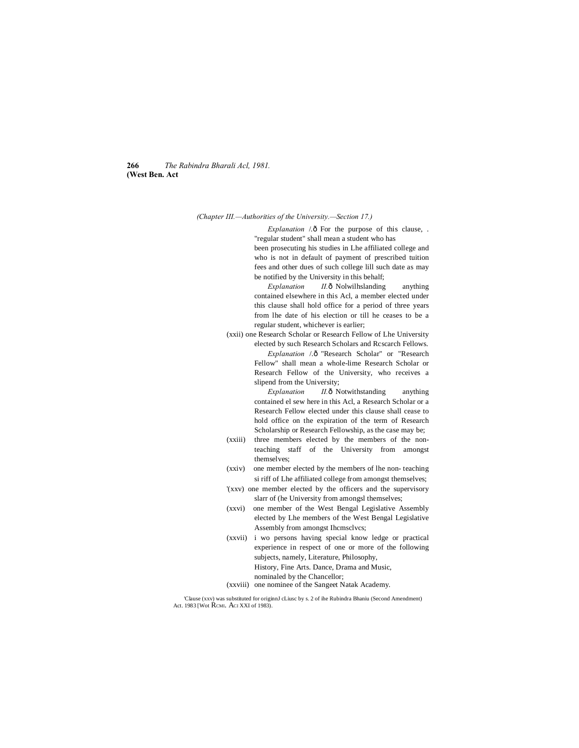(Chapter III.—Authorities of the University.—Section 17.)

*Explanation I.*ð For the purpose of this clause, . "regular student" shall mean a student who has been prosecuting his studies in Lhe affiliated college and who is not in default of payment of prescribed tuition fees and other dues of such college lill such date as may be notified by the University in this behalf;

*Explanation II.*ð Nolwilhslanding anything contained elsewhere in this Acl, a member elected under this clause shall hold office for a period of three years from lhe date of his election or till he ceases to be a regular student, whichever is earlier;

(xxii) one Research Scholar or Research Fellow of Lhe University elected by such Research Scholars and Rcscarch Fellows.

*Explanation I.*ð "Research Scholar" or "Research Fellow" shall mean a whole-lime Research Scholar or Research Fellow of the University, who receives a slipend from the University;

*Explanation II.*ð Notwithstanding anything contained el sew here in this Acl, a Research Scholar or a Research Fellow elected under this clause shall cease to hold office on the expiration of the term of Research Scholarship or Research Fellowship, as the case may be;

(xxiii) three members elected by the members of the non-teaching staff of the University from amongst themselves;

(xxiv) one member elected by the members of lhe non- teaching si riff of Lhe affiliated college from amongst themselves;

[1](xxv) one member elected by the officers and the supervisory slarr of (he University from amongsl themselves;

(xxvi) one member of the West Bengal Legislative Assembly elected by Lhe members of the West Bengal Legislative Assembly from amongst Ihcmsclvcs;

(xxvii) i wo persons having special know ledge or practical experience in respect of one or more of the following subjects, namely, Literature, Philosophy, History, Fine Arts. Dance, Drama and Music, nominaled by the Chancellor;

(xxviii) one nominee of the Sangeet Natak Academy.

[1]Clause (xxv) was substituted for originnJ cLiusc by s. 2 of ihe Rubindra Bhaniu (Second Amendment) Act. 1983 [Wot RCMI. ACI XXI of 1983).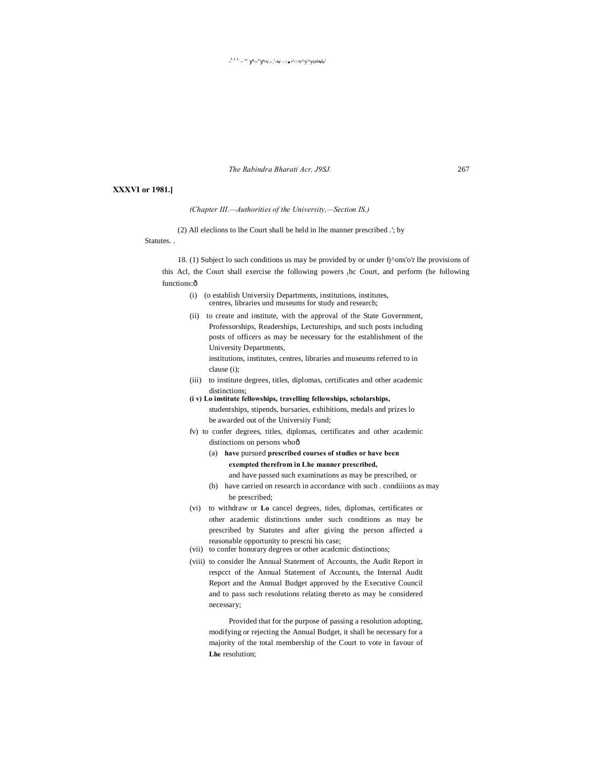**XXXVI or 1981.]**

*(Chapter III.—Authorities of the University,—Section IS.)*

(2) All eleclions to lhe Court shall be held in lhe manner prescribed .'; by Statutes. .

18. (1) Subject lo such conditions us may be provided by or under fj^ons'o'r lhe provisions of this Acl, the Court shall exercise the following powers (hc Court, and perform (he following functions:ð

(i) (o establish Universiiy Departments, institutions, institutes, centres, libraries und museums for study and research;

(ii) to create and institute, with the approval of the State Government, Professorships, Readerships, Lectureships, and such posts including posts of officers as may be necessary for the establishment of the University Departments, institutions, institutes, centres, libraries and museums referred to in clause (i);

(iii) to institute degrees, titles, diplomas, certificates and other academic distinctions;

**(i v) Lo institute fellowships, travelling fellowships, scholarships,** studentships, stipends, bursaries, exhibitions, medals and prizes lo be awarded out of the Universiiy Fund;

fv) to confer degrees, titles, diplomas, certificates and other academic distinctions on persons whoð

(a) **have** pursued **prescribed courses of studies or have been exempted therefrom in Lhe manner prescribed,** and have passed such examinations as may be prescribed, or

(b) have carried on research in accordance with such . condiiions as may be prescribed;

(vi) to withdraw or **Lo** cancel degrees, tides, diplomas, certificates or other academic distinctions under such conditions as may be prescribed by Statutes and after giving the person affected a reasonable opportunity to prescni his case;

(vii) to confer honorary degrees or other acadcmic distinctions;

(viii) to consider lhe Annual Statement of Accounts, the Audit Report in respcct of the Annual Statement of Accounts, the Internal Audit Report and the Annual Budget approved by the Executive Council and to pass such resolutions relating thereto as may be considered necessary;

Provided that for the purpose of passing a resolution adopting, modifying or rejecting the Annual Budget, it shall be necessary for a majority of the total membership of the Court to vote in favour of **Lhe** resolution;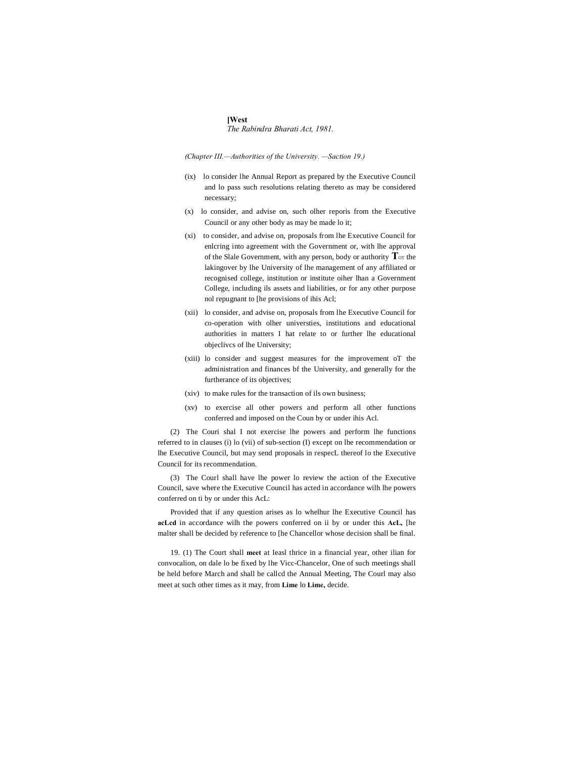(ix) lo consider lhe Annual Report as prepared by the Executive Council and lo pass such resolutions relating thereto as may be considered necessary;

(x) lo consider, and advise on, such olher reporis from the Executive Council or any other body as may be made lo it;

(xi) to consider, and advise on, proposals from lhe Executive Council for enlcring into agreement with the Government or, with lhe approval of the Slale Government, with any person, body or authority ToT the lakingover by lhe University of lhe management of any affiliated or recognised college, institution or institute oiher lhan a Government College, including ils assets and liabilities, or for any other purpose nol repugnant to [he provisions of ihis Acl;

(xii) lo consider, and advise on, proposals from lhe Executive Council for co-operation with olher universties, institutions and educational authorities in matters I hat relate to or further lhe educational objeclivcs of lhe University;

(xiii) lo consider and suggest measures for the improvement oT the administration and finances bf the University, and generally for the furtherance of its objectives;

(xiv) to make rules for the transaction of ils own business;

(xv) to exercise all other powers and perform all other functions conferred and imposed on the Coun by or under ihis Acl.

(2) The Couri shal I not exercise lhe powers and perform lhe functions referred to in clauses (i) lo (vii) of sub-section (I) except on lhe recommendation or lhe Executive Council, but may send proposals in respecL thereof lo the Executive Council for its recommendation.

(3) The Courl shall have lhe power lo review the action of the Executive Council, save where the Executive Council has acted in accordance wilh lhe powers conferred on ti by or under this AcL:

Provided that if any question arises as lo whelhur lhe Executive Council has **acLcd** in accordance wilh the powers conferred on ii by or under this **AcL,** [he malter shall be decided by reference to [he Chancellor whose decision shall be final.

19. (1) The Court shall **meet** at Ieasl thrice in a financial year, other ilian for convocalion, on dale lo be fixed by lhe Vicc-Chancelor, One of such meetings shall be held before March and shall be callcd the Annual Meeting, The Courl may also meet at such other times as it may, from **Lime** lo **Lime,** decide.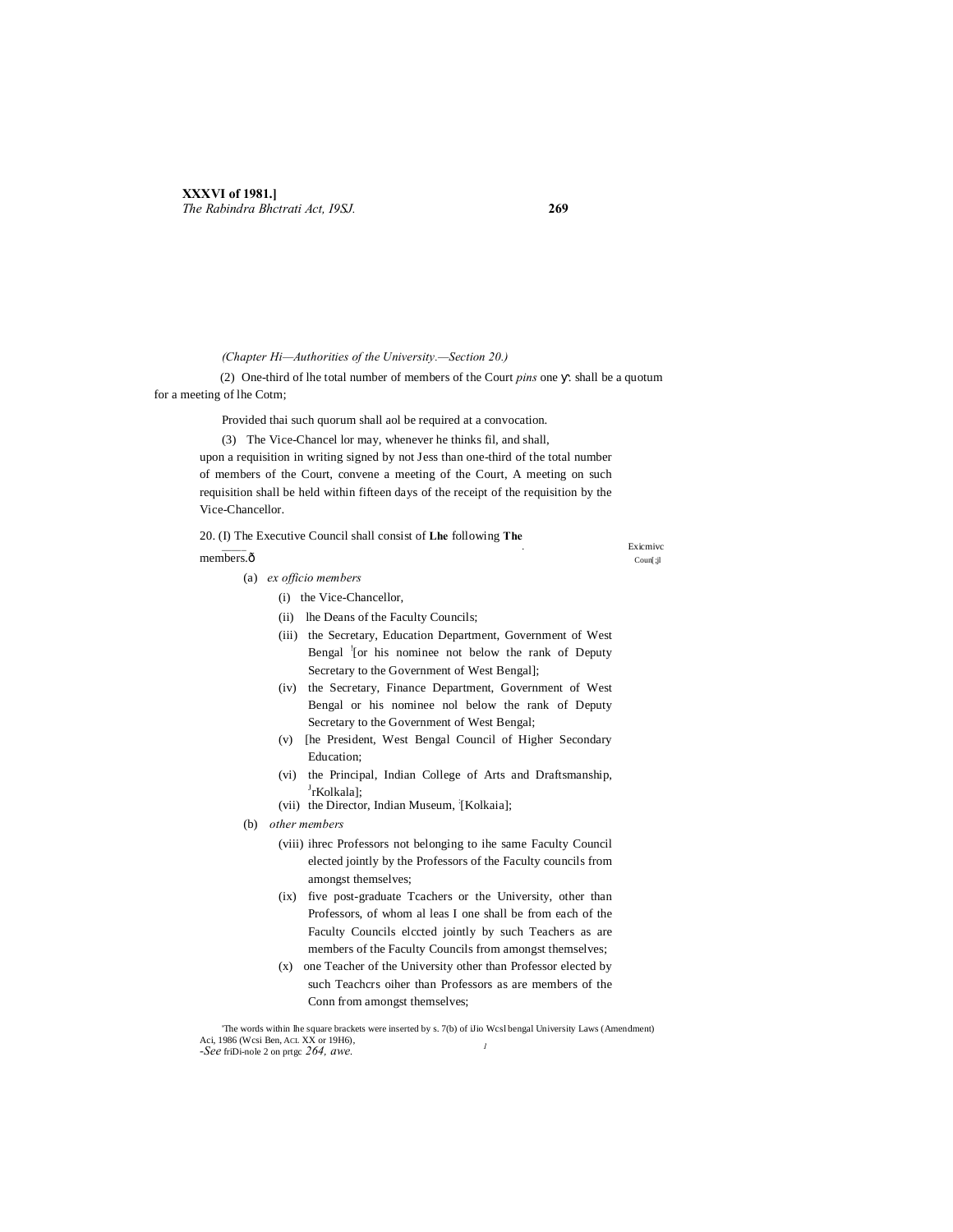(Chapter Hi—Authorities of the University.—Section 20.)

(2) One-third of lhe total number of members of the Court *pins* one y: shall be a quotum for a meeting of lhe Cotm;

Provided thai such quorum shall aol be required at a convocation.

(3) The Vice-Chancel lor may, whenever he thinks fil, and shall, upon a requisition in writing signed by not Jess than one-third of the total number of members of the Court, convene a meeting of the Court, A meeting on such requisition shall be held within fifteen days of the receipt of the requisition by the Vice-Chancellor.

Exicmivc Coun[;jl

20. (I) The Executive Council shall consist of **Lhe** following **The** members.ð

(a) *ex officio members*

(i) the Vice-Chancellor,

(ii) lhe Deans of the Faculty Councils;

(iii) the Secretary, Education Department, Government of West Bengal [1][or his nominee not below the rank of Deputy Secretary to the Government of West Bengal];

(iv) the Secretary, Finance Department, Government of West Bengal or his nominee nol below the rank of Deputy Secretary to the Government of West Bengal;

(v) [he President, West Bengal Council of Higher Secondary Education;

(vi) the Principal, Indian College of Arts and Draftsmanship, [J]rKolkala];

(vii) the Director, Indian Museum, [:][Kolkaia];

(b) *other members*

(viii) ihrec Professors not belonging to ihe same Faculty Council elected jointly by the Professors of the Faculty councils from amongst themselves;

(ix) five post-graduate Tcachers or the University, other than Professors, of whom al leas I one shall be from each of the Faculty Councils elccted jointly by such Teachers as are members of the Faculty Councils from amongst themselves;

(x) one Teacher of the University other than Professor elected by such Teachcrs oiher than Professors as are members of the Conn from amongst themselves;

'The words within lhe square brackets were inserted by s. 7(b) of iJio Wcsl bengal University Laws (Amendment) Aci, 1986 (Wcsi Ben, ACL XX or 19H6),
-*See* friDi-nole 2 on prtgc *264, awe.*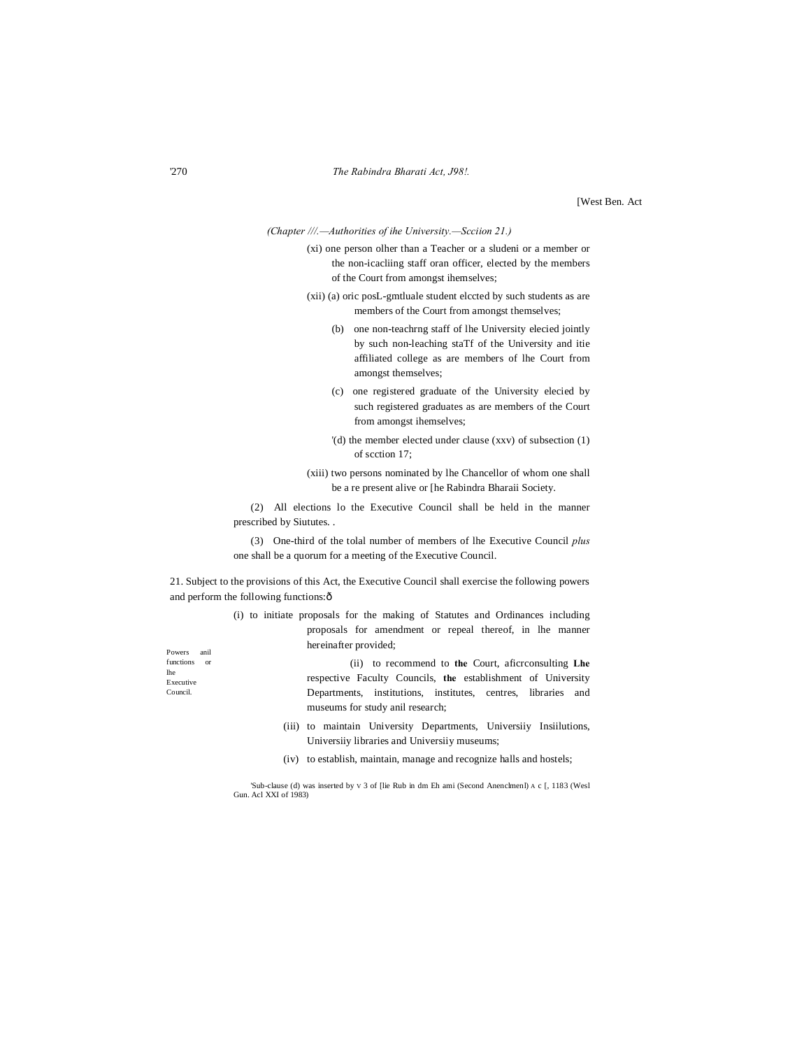(Chapter ///.—Authorities of ihe University.—Scciion 21.)

(xi) one person olher than a Teacher or a sludeni or a member or the non-icacliing staff oran officer, elected by the members of the Court from amongst ihemselves;

(xii) (a) oric posL-gmtluale student elccted by such students as are members of the Court from amongst themselves;

(b) one non-teachrng staff of lhe University elecied jointly by such non-leaching staTf of the University and itie affiliated college as are members of lhe Court from amongst themselves;

(c) one registered graduate of the University elecied by such registered graduates as are members of the Court from amongst ihemselves;

'(d) the member elected under clause (xxv) of subsection (1) of scction 17;

(xiii) two persons nominated by lhe Chancellor of whom one shall be a re present alive or [he Rabindra Bharaii Society.

(2) All elections lo the Executive Council shall be held in the manner prescribed by Siututes. .

(3) One-third of the tolal number of members of lhe Executive Council *plus* one shall be a quorum for a meeting of the Executive Council.

Powers anil functions or lhe Executive Council.

21. Subject to the provisions of this Act, the Executive Council shall exercise the following powers and perform the following functions:ð

(i) to initiate proposals for the making of Statutes and Ordinances including proposals for amendment or repeal thereof, in lhe manner hereinafter provided;

(ii) to recommend to **the** Court, aficrconsulting **Lhe** respective Faculty Councils, **the** establishment of University Departments, institutions, institutes, centres, libraries and museums for study anil research;

(iii) to maintain University Departments, Universiiy Insiilutions, Universiiy libraries and Universiiy museums;

(iv) to establish, maintain, manage and recognize halls and hostels;

'Sub-clause (d) was inserted by v 3 of [lie Rub in dm Eh ami (Second Anenclmenl) A c [, 1183 (Wesl Gun. Acl XXI of 1983)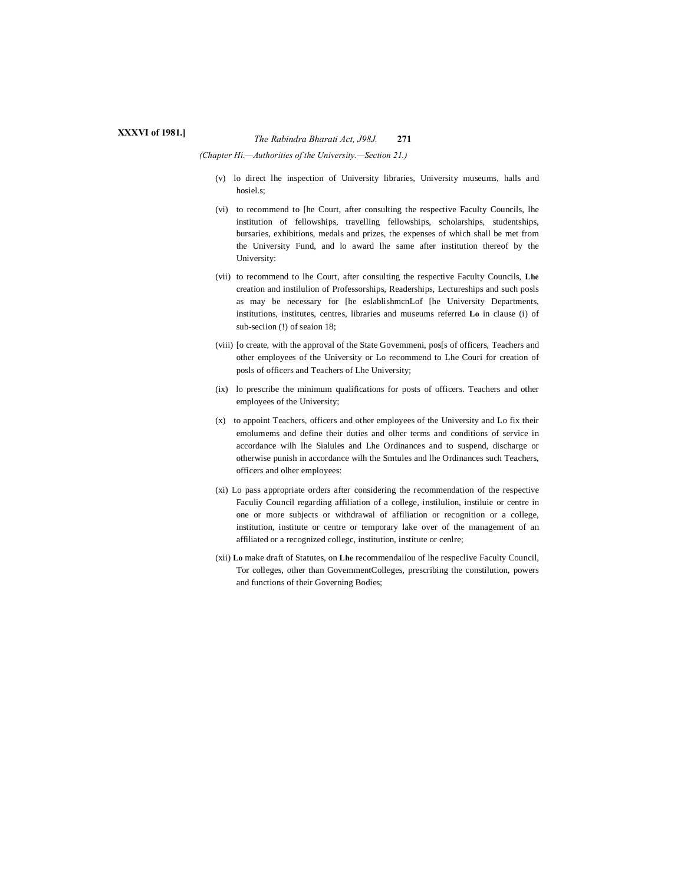(v) lo direct lhe inspection of University libraries, University museums, halls and hosiel.s;

(vi) to recommend to [he Court, after consulting the respective Faculty Councils, lhe institution of fellowships, travelling fellowships, scholarships, studentships, bursaries, exhibitions, medals and prizes, the expenses of which shall be met from the University Fund, and lo award lhe same after institution thereof by the University:

(vii) to recommend to lhe Court, after consulting the respective Faculty Councils, **Lhe** creation and instilulion of Professorships, Readerships, Lectureships and such posls as may be necessary for [he eslablishmcnLof [he University Departments, institutions, institutes, centres, libraries and museums referred **Lo** in clause (i) of sub-seciion (!) of seaion 18;

(viii) [o create, with the approval of the State Govemmeni, pos[s of officers, Teachers and other employees of the University or Lo recommend to Lhe Couri for creation of posls of officers and Teachers of Lhe University;

(ix) lo prescribe the minimum qualifications for posts of officers. Teachers and other employees of the University;

(x) to appoint Teachers, officers and other employees of the University and Lo fix their emolumems and define their duties and olher terms and conditions of service in accordance wilh lhe Sialules and Lhe Ordinances and to suspend, discharge or otherwise punish in accordance wilh the Smtules and lhe Ordinances such Teachers, officers and olher employees:

(xi) Lo pass appropriate orders after considering the recommendation of the respective Faculiy Council regarding affiliation of a college, instilulion, instiluie or centre in one or more subjects or withdrawal of affiliation or recognition or a college, institution, institute or centre or temporary lake over of the management of an affiliated or a recognized collegc, institution, institute or cenlre;

(xii) **Lo** make draft of Statutes, on **Lhe** recommendaiiou of lhe respeclive Faculty Council, Tor colleges, other than GovemmentColleges, prescribing the constilution, powers and functions of their Governing Bodies;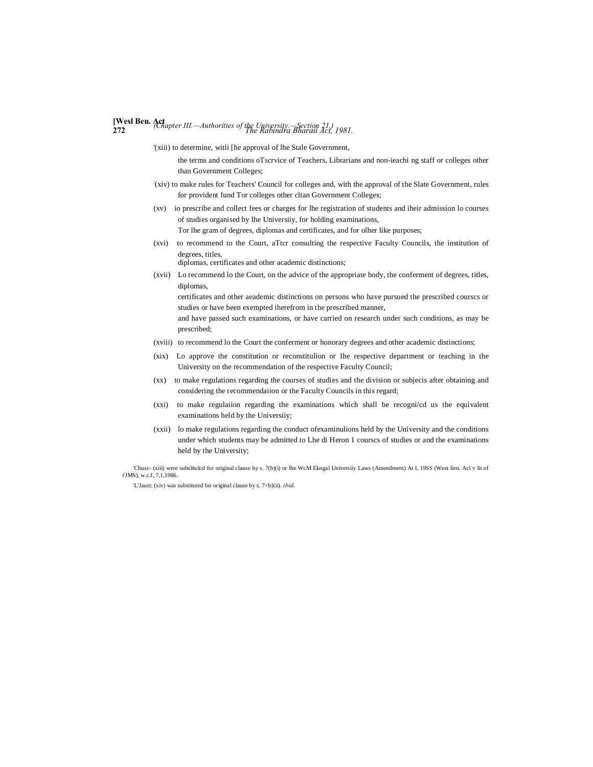'(xiii) to determine, witli [he approval of lhe Stale Government,

the terms and conditions oTscrvice of Teachers, Librarians and non-ieachi ng staff or colleges other than Government Colleges;

'(xiv) to make rules for Teachers' Council for colleges and, with the approval of the Slate Government, rules for provident fund Tor colleges other cltan Government Colleges;

(xv) io prescribe and collect fees or charges for lhe registration of students and iheir admission lo courses of studies organised by lhe Universiiy, for holding examinations,
Tor lhe gram of degrees, diplomas and certificates, and for olher like purposes;

(xvi) to recommend to the Court, aTtcr consulting the respective Faculty Councils, the institution of degrees, titles,
diplomas, certificates and other academic distinctions;

(xvii) Lo recommend lo the Court, on the advice of the appropriate body, the conferment of degrees, titles, diplomas,
certificates and other aeademic distinctions on persons who have pursued the prescribed courscs or studies or have been exempted iherefrom in the prescribed manner,
and have passed such examinations, or have carried on research under such conditions, as may be prescribed;

(xviii) to recommend lo the Court the conferment or honorary degrees and other academic distinctions;

(xix) Lo approve the constitution or reconstitulion or Ihe respective department or teaching in the University on the recommendation of the respective Faculty Council;

(xx) to make regulations regarding the courses of studies and the division or subjecis after obtaining and considering the recommendaiion or the Faculty Councils in this regard;

(xxi) to make regulaiion regarding the examinations which shall be recogni/cd us the equivalent examinations held by the Universiiy;

(xxii) lo make regulations regarding the conduct ofexaminulions held by the University and the conditions under which students may be admitted to Lhe di Heron 1 courscs of studies or and the examinations held by the University;

'Chusc- (xiii) were subslitulcd for original clause by s. 7(b)(i) or lhe WcM Ekngal Universiiy Laws (Amendment) At I, 19SS (West lien. Acl v lit of t'JMS), w.c.f, 7,1,1986.

'L'Jaust: (xiv) was substituted for original clause by s. 7<b](ii). *ibid.*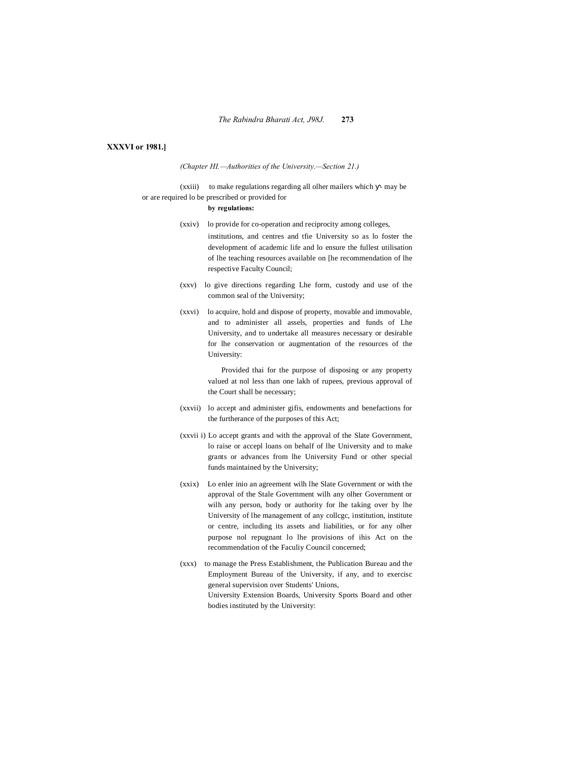(Chapter HI.—Authorities of the University.—Section 21.)

(xxiii) to make regulations regarding all olher mailers which y- may be or are required lo be prescribed or provided for **by regulations:**

(xxiv) lo provide for co-operation and reciprocity among colleges, institutions, and centres and tfie University so as lo foster the development of academic life and lo ensure the fullest utilisation of lhe teaching resources available on [he recommendation of lhe respective Faculty Council;

(xxv) lo give directions regarding Lhe form, custody and use of the common seal of the University;

(xxvi) lo acquire, hold and dispose of property, movable and immovable, and to administer all assels, properties and funds of Lhe University, and to undertake all measures necessary or desirable for lhe conservation or augmentation of the resources of the University:

Provided thai for the purpose of disposing or any property valued at nol less than one lakh of rupees, previous approval of the Court shall be necessary;

(xxvii) lo accept and administer gifis, endowments and benefactions for the furtherance of the purposes of this Act;

(xxvii i) Lo accept grants and with the approval of the Slate Government, lo raise or accepl loans on behalf of lhe University and to make grants or advances from lhe University Fund or other special funds maintained by the University;

(xxix) Lo enler inio an agreement wilh lhe Slate Government or with the approval of the Stale Government wilh any olher Government or wilh any person, body or authority for lhe taking over by lhe University of lhe management of any collcgc, institution, institute or centre, including its assets and liabilities, or for any olher purpose nol repugnant lo lhe provisions of ihis Act on the recommendation of the Faculiy Council concerned;

(xxx) to manage the Press Establishment, the Publication Bureau and the Employment Bureau of the University, if any, and to exercisc general supervision over Students' Unions, University Extension Boards, University Sports Board and other bodies instituted by the University: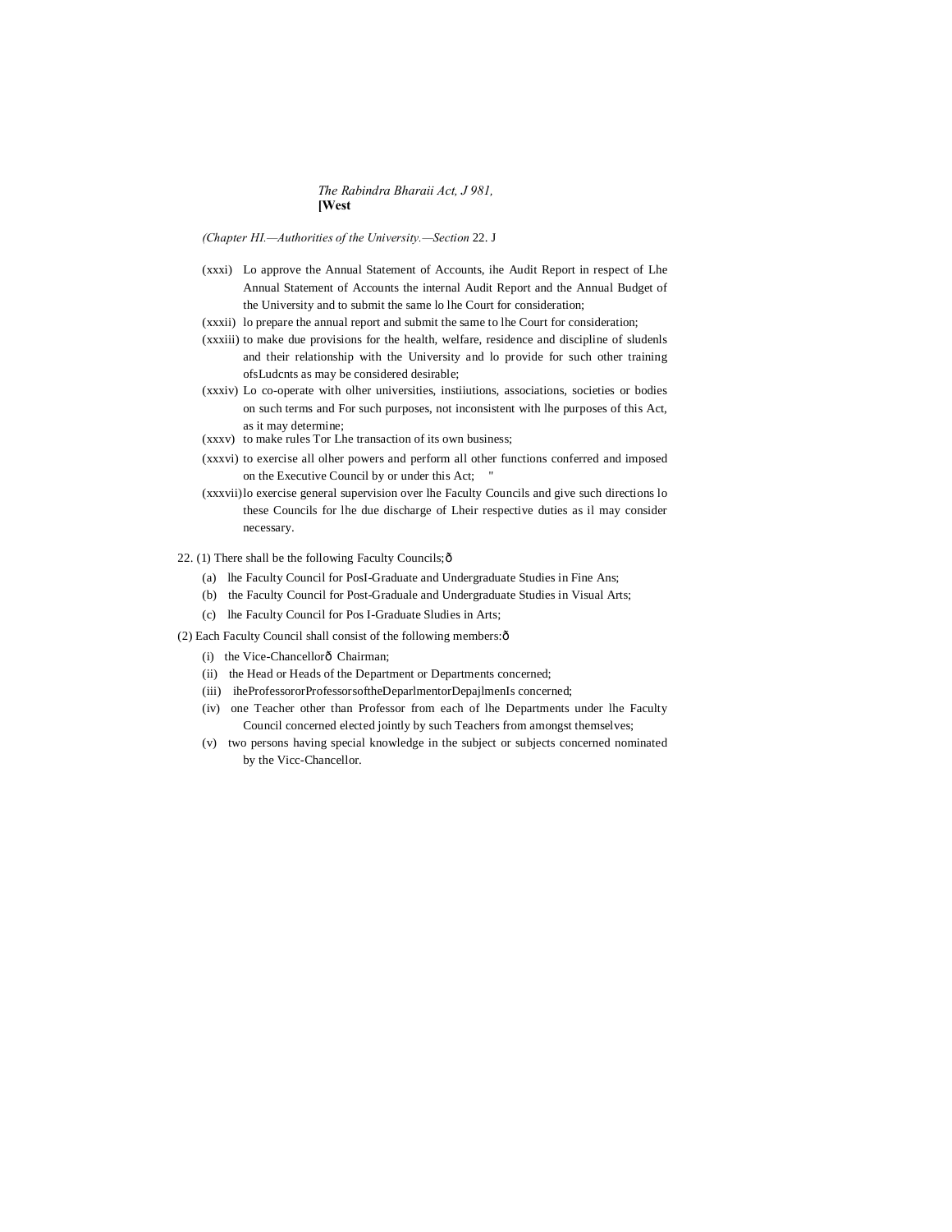(xxxi) Lo approve the Annual Statement of Accounts, ihe Audit Report in respect of Lhe Annual Statement of Accounts the internal Audit Report and the Annual Budget of the University and to submit the same lo lhe Court for consideration;

(xxxii) lo prepare the annual report and submit the same to lhe Court for consideration;

(xxxiii) to make due provisions for the health, welfare, residence and discipline of sludenls and their relationship with the University and lo provide for such other training ofsLudcnts as may be considered desirable;

(xxxiv) Lo co-operate with olher universities, instiiutions, associations, societies or bodies on such terms and For such purposes, not inconsistent with lhe purposes of this Act, as it may determine;

(xxxv) to make rules Tor Lhe transaction of its own business;

(xxxvi) to exercise all olher powers and perform all other functions conferred and imposed on the Executive Council by or under this Act; "

(xxxvii) lo exercise general supervision over lhe Faculty Councils and give such directions lo these Councils for lhe due discharge of Lheir respective duties as il may consider necessary.

22. (1) There shall be the following Faculty Councils;ô

(a) lhe Faculty Council for PosI-Graduate and Undergraduate Studies in Fine Ans;

(b) the Faculty Council for Post-Graduale and Undergraduate Studies in Visual Arts;

(c) lhe Faculty Council for Pos I-Graduate Sludies in Arts;

(2) Each Faculty Council shall consist of the following members:ô

(i) the Vice-Chancellorô Chairman;

(ii) the Head or Heads of the Department or Departments concerned;

(iii) iheProfessororProfessorsoftheDeparlmentorDepajlmenIs concerned;

(iv) one Teacher other than Professor from each of lhe Departments under lhe Faculty Council concerned elected jointly by such Teachers from amongst themselves;

(v) two persons having special knowledge in the subject or subjects concerned nominated by the Vicc-Chancellor.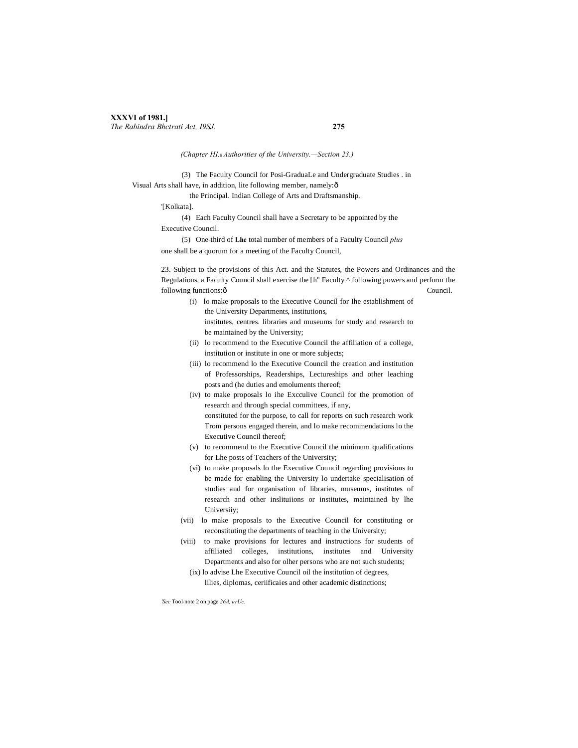*(Chapter III.—Authorities of the University.—Section 23.)*

(3) The Faculty Council for Posi-GraduaLe and Undergraduate Studies . in Visual Arts shall have, in addition, lite following member, namely:—

the Principal. Indian College of Arts and Draftsmanship. [1][Kolkata].

(4) Each Faculty Council shall have a Secretary to be appointed by the Executive Council.

(5) One-third of **Lhe** total number of members of a Faculty Council *plus* one shall be a quorum for a meeting of the Faculty Council,

23. Subject to the provisions of this Act. and the Statutes, the Powers and Ordinances and the Regulations, a Faculty Council shall exercise the [h" Faculty ^ following powers and perform the following functions:— Council.

(i) lo make proposals to the Executive Council for Ihe establishment of the University Departments, institutions, institutes, centres. libraries and museums for study and research to be maintained by the University;

(ii) lo recommend to the Executive Council the affiliation of a college, institution or institute in one or more subjects;

(iii) lo recommend lo the Executive Council the creation and institution of Professorships, Readerships, Lectureships and other leaching posts and (he duties and emoluments thereof;

(iv) to make proposals lo ihe Excculive Council for the promotion of research and through special committees, if any, constituted for the purpose, to call for reports on such research work Trom persons engaged therein, and lo make recommendations lo the Executive Council thereof;

(v) to recommend to the Executive Council the minimum qualifications for Lhe posts of Teachers of the University;

(vi) to make proposals lo the Executive Council regarding provisions to be made for enabling the University lo undertake specialisation of studies and for organisation of libraries, museums, institutes of research and other inslituiions or institutes, maintained by lhe Universiiy;

(vii) lo make proposals to the Executive Council for constituting or reconstituting the departments of teaching in the University;

(viii) to make provisions for lectures and instructions for students of affiliated colleges, institutions, institutes and University Departments and also for olher persons who are not such students;

(ix) lo advise Lhe Executive Council oil the institution of degrees, lilies, diplomas, ceriificaies and other academic distinctions;

[1] *Sec* Tool-note 2 on page *26A, urUc.*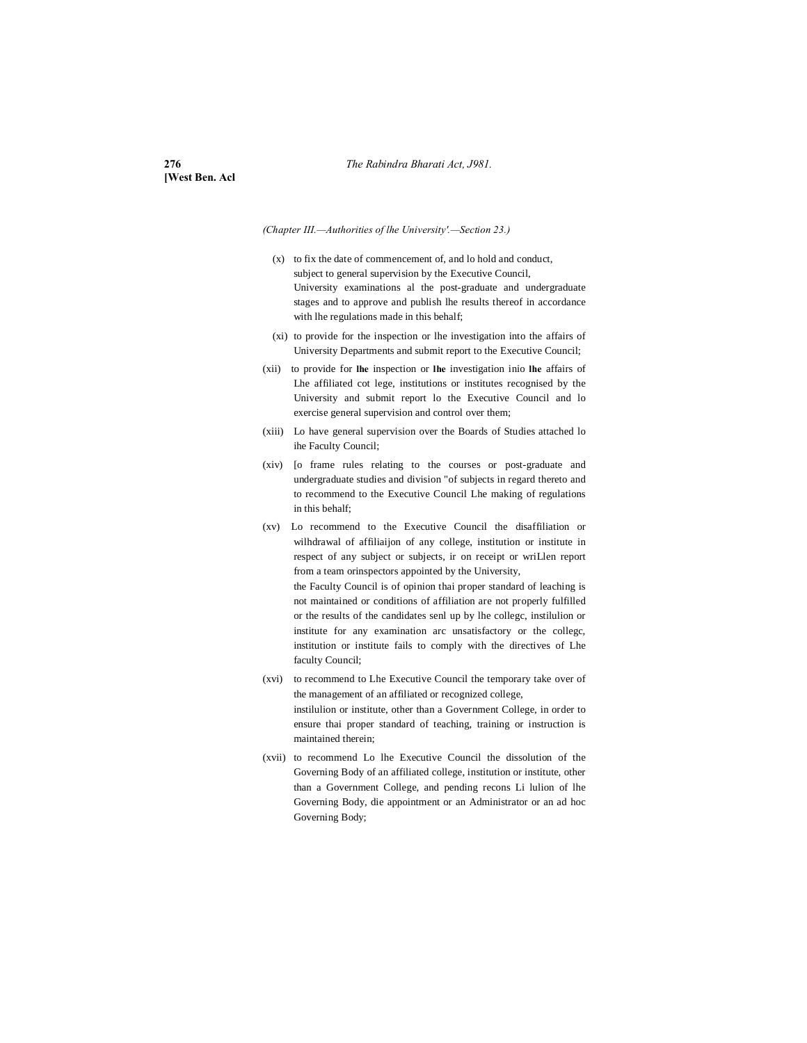(Chapter III.—Authorities of lhe University'.—Section 23.)

(x) to fix the date of commencement of, and lo hold and conduct, subject to general supervision by the Executive Council, University examinations al the post-graduate and undergraduate stages and to approve and publish lhe results thereof in accordance with lhe regulations made in this behalf;

(xi) to provide for the inspection or lhe investigation into the affairs of University Departments and submit report to the Executive Council;

(xii) to provide for **lhe** inspection or **lhe** investigation inio **lhe** affairs of Lhe affiliated cot lege, institutions or institutes recognised by the University and submit report lo the Executive Council and lo exercise general supervision and control over them;

(xiii) Lo have general supervision over the Boards of Studies attached lo ihe Faculty Council;

(xiv) [o frame rules relating to the courses or post-graduate and undergraduate studies and division "of subjects in regard thereto and to recommend to the Executive Council Lhe making of regulations in this behalf;

(xv) Lo recommend to the Executive Council the disaffiliation or wilhdrawal of affiliaijon of any college, institution or institute in respect of any subject or subjects, ir on receipt or wriLlen report from a team orinspectors appointed by the University, the Faculty Council is of opinion thai proper standard of leaching is not maintained or conditions of affiliation are not properly fulfilled or the results of the candidates senl up by lhe collegc, instilulion or institute for any examination arc unsatisfactory or the collegc, institution or institute fails to comply with the directives of Lhe faculty Council;

(xvi) to recommend to Lhe Executive Council the temporary take over of the management of an affiliated or recognized college, instilulion or institute, other than a Government College, in order to ensure thai proper standard of teaching, training or instruction is maintained therein;

(xvii) to recommend Lo lhe Executive Council the dissolution of the Governing Body of an affiliated college, institution or institute, other than a Government College, and pending recons Li lulion of lhe Governing Body, die appointment or an Administrator or an ad hoc Governing Body;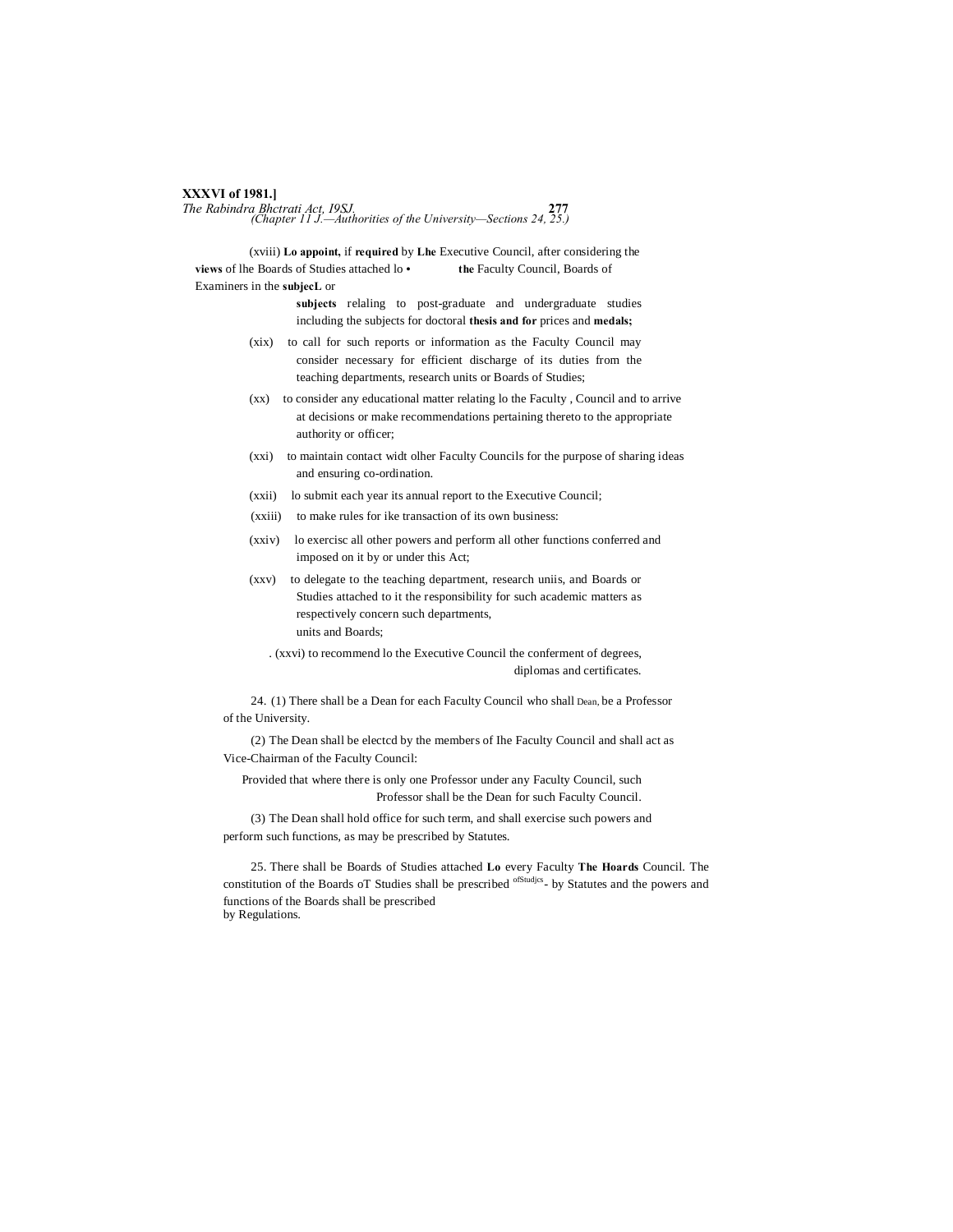(xviii) **Lo appoint,** if **required** by **Lhe** Executive Council, after considering the **views** of lhe Boards of Studies attached lo • **the** Faculty Council, Boards of Examiners in the **subjecL** or **subjects** relaling to post-graduate and undergraduate studies including the subjects for doctoral **thesis and for** prices and **medals;**

(xix) to call for such reports or information as the Faculty Council may consider necessary for efficient discharge of its duties from the teaching departments, research units or Boards of Studies;

(xx) to consider any educational matter relating lo the Faculty , Council and to arrive at decisions or make recommendations pertaining thereto to the appropriate authority or officer;

(xxi) to maintain contact widt olher Faculty Councils for the purpose of sharing ideas and ensuring co-ordination.

(xxii) lo submit each year its annual report to the Executive Council;

(xxiii) to make rules for ike transaction of its own business:

(xxiv) lo exercisc all other powers and perform all other functions conferred and imposed on it by or under this Act;

(xxv) to delegate to the teaching department, research uniis, and Boards or Studies attached to it the responsibility for such academic matters as respectively concern such departments, units and Boards;

. (xxvi) to recommend lo the Executive Council the conferment of degrees, diplomas and certificates.

Dean.

24. (1) There shall be a Dean for each Faculty Council who shall be a Professor of the University.

(2) The Dean shall be electcd by the members of Ihe Faculty Council and shall act as Vice-Chairman of the Faculty Council:

Provided that where there is only one Professor under any Faculty Council, such Professor shall be the Dean for such Faculty Council.

(3) The Dean shall hold office for such term, and shall exercise such powers and perform such functions, as may be prescribed by Statutes.

**The Hoards** ofStudjcs.

25. There shall be Boards of Studies attached **Lo** every Faculty Council. The constitution of the Boards oT Studies shall be prescribed by Statutes and the powers and functions of the Boards shall be prescribed by Regulations.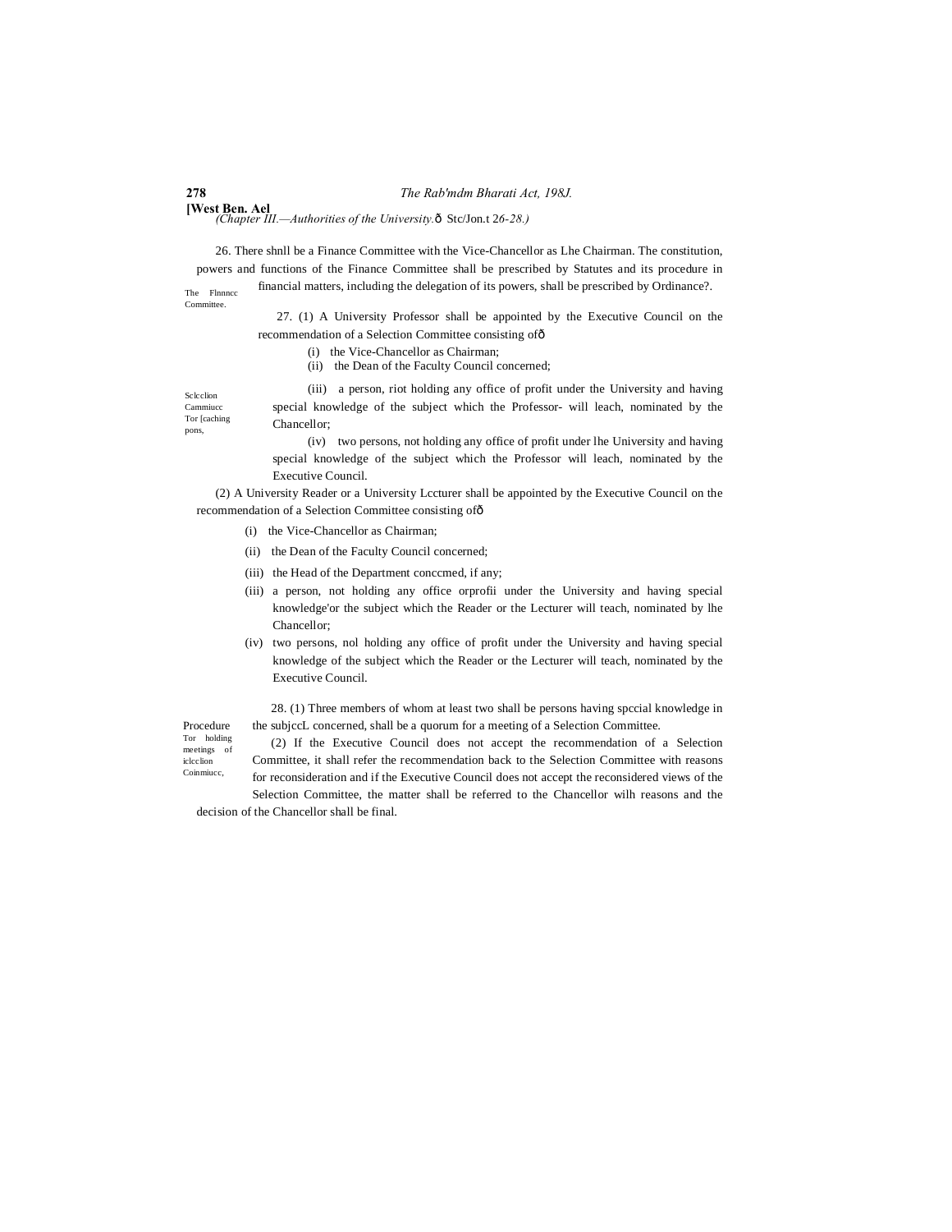26. There shnll be a Finance Committee with the Vice-Chancellor as Lhe Chairman. The constitution, powers and functions of the Finance Committee shall be prescribed by Statutes and its procedure in financial matters, including the delegation of its powers, shall be prescribed by Ordinance?.

The Flnnncc Committee.

27. (1) A University Professor shall be appointed by the Executive Council on the recommendation of a Selection Committee consisting ofð

(i) the Vice-Chancellor as Chairman;
(ii) the Dean of the Faculty Council concerned;

Sclcclion Cammiucc Tor [caching pons,

(iii) a person, riot holding any office of profit under the University and having special knowledge of the subject which the Professor- will leach, nominated by the Chancellor;

(iv) two persons, not holding any office of profit under lhe University and having special knowledge of the subject which the Professor will leach, nominated by the Executive Council.

(2) A University Reader or a University Lccturer shall be appointed by the Executive Council on the recommendation of a Selection Committee consisting ofð

(i) the Vice-Chancellor as Chairman;
(ii) the Dean of the Faculty Council concerned;
(iii) the Head of the Department conccmed, if any;
(iii) a person, not holding any office orprofii under the University and having special knowledge'or the subject which the Reader or the Lecturer will teach, nominated by lhe Chancellor;
(iv) two persons, nol holding any office of profit under the University and having special knowledge of the subject which the Reader or the Lecturer will teach, nominated by the Executive Council.

Procedure Tor holding meetings of iclcclion Coinmiucc,

28. (1) Three members of whom at least two shall be persons having spccial knowledge in the subjccL concerned, shall be a quorum for a meeting of a Selection Committee.

(2) If the Executive Council does not accept the recommendation of a Selection Committee, it shall refer the recommendation back to the Selection Committee with reasons for reconsideration and if the Executive Council does not accept the reconsidered views of the Selection Committee, the matter shall be referred to the Chancellor wilh reasons and the decision of the Chancellor shall be final.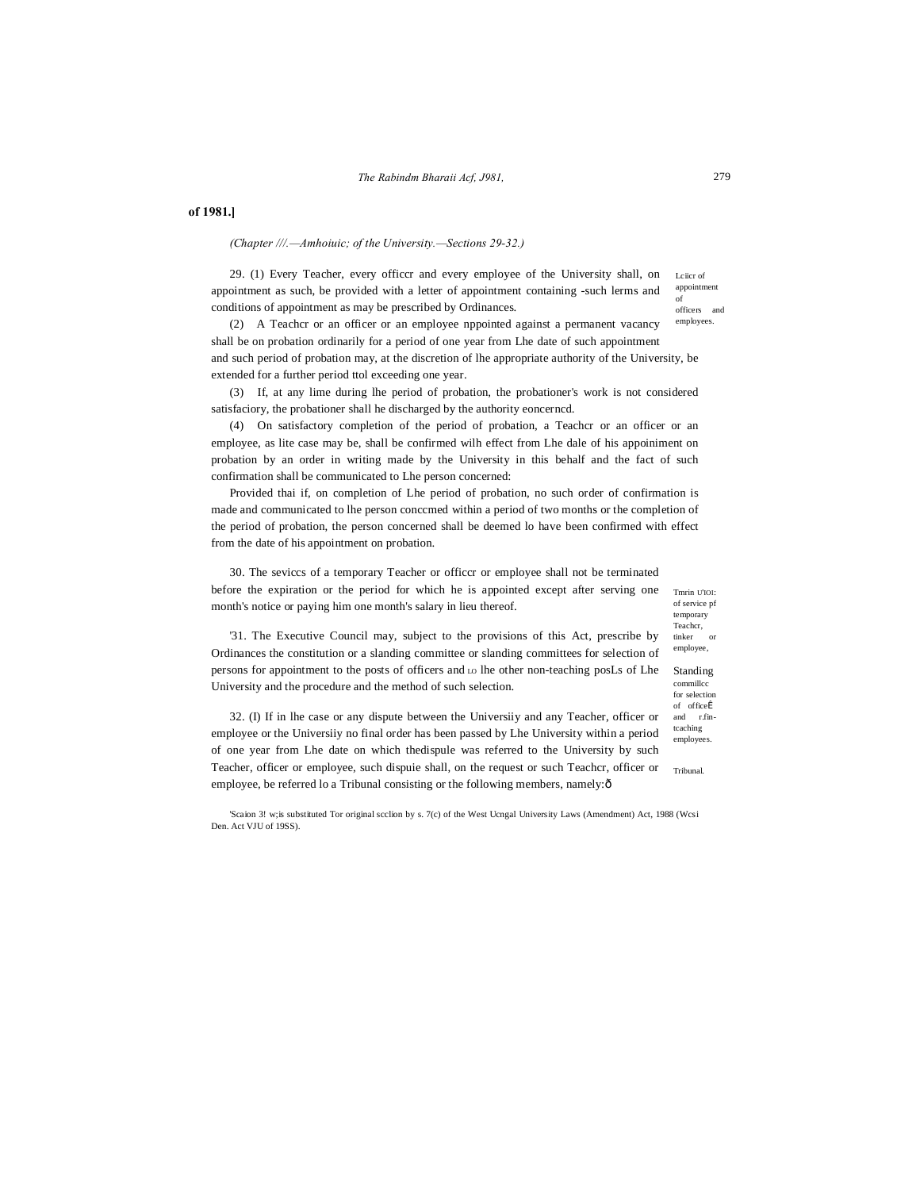of 1981.]

*(Chapter ///.—Amhoiuic; of the University.—Sections 29-32.)*

Lciicr of appointment of officers and employees.

29. (1) Every Teacher, every officcr and every employee of the University shall, on appointment as such, be provided with a letter of appointment containing -such lerms and conditions of appointment as may be prescribed by Ordinances.

(2) A Teachcr or an officer or an employee nppointed against a permanent vacancy shall be on probation ordinarily for a period of one year from Lhe date of such appointment and such period of probation may, at the discretion of lhe appropriate authority of the University, be extended for a further period ttol exceeding one year.

(3) If, at any lime during lhe period of probation, the probationer's work is not considered satisfaciory, the probationer shall he discharged by the authority eoncerncd.

(4) On satisfactory completion of the period of probation, a Teachcr or an officer or an employee, as lite case may be, shall be confirmed wilh effect from Lhe dale of his appoiniment on probation by an order in writing made by the University in this behalf and the fact of such confirmation shall be communicated to Lhe person concerned:

Provided thai if, on completion of Lhe period of probation, no such order of confirmation is made and communicated to lhe person conccmed within a period of two months or the completion of the period of probation, the person concerned shall be deemed lo have been confirmed with effect from the date of his appointment on probation.

Tmrin U'IOI: of service pf temporary Teachcr, tinker or employee,

30. The seviccs of a temporary Teacher or officcr or employee shall not be terminated before the expiration or the period for which he is appointed except after serving one month's notice or paying him one month's salary in lieu thereof.

Standing commillcc for selection of officeÊ and r.fin-tcaching employees.

'31. The Executive Council may, subject to the provisions of this Act, prescribe by Ordinances the constitution or a slanding committee or slanding committees for selection of persons for appointment to the posts of officers and LO lhe other non-teaching posLs of Lhe University and the procedure and the method of such selection.

Tribunal.

32. (I) If in lhe case or any dispute between the Universiiy and any Teacher, officer or employee or the Universiiy no final order has been passed by Lhe University within a period of one year from Lhe date on which thedispule was referred to the University by such Teacher, officer or employee, such dispuie shall, on the request or such Teachcr, officer or employee, be referred lo a Tribunal consisting or the following members, namely:ð

'Scaion 3! w;is substituted Tor original scclion by s. 7(c) of the West Ucngal University Laws (Amendment) Act, 1988 (Wcsi Den. Act VJU of 19SS).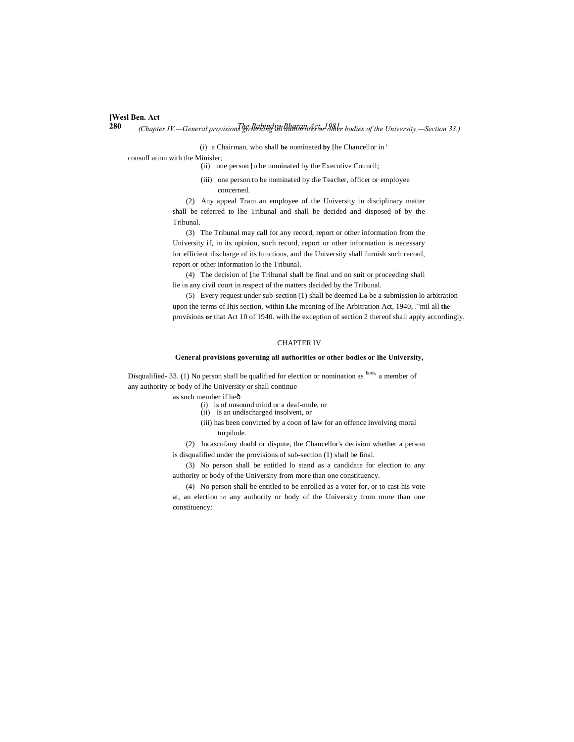(i) a Chairman, who shall **be** nominated **by** [he Chancellor in ' consulLation with the Minisler;

(ii) one person [o be nominated by the Executive Council;

(iii) one person to be nominated by die Teacher, officer or employee concerned.

(2) Any appeal Tram an employee of the University in disciplinary matter shall be referred to lhe Tribunal and shall be decided and disposed of by the Tribunal.

(3) The Tribunal may call for any record, report or other information from the University if, in its opinion, such record, report or other information is necessary for efficient discharge of its functions, and the University shall furnish such record, report or other information lo the Tribunal.

(4) The decision of [he Tribunal shall be final and no suit or proceeding shall lie in any civil court in respect of the matters decided by the Tribunal.

(5) Every request under sub-section (1) shall be deemed **Lo** be a submission lo arbitration upon the terms of Ihis section, within **Lhe** meaning of lhe Arbitration Act, 1940, ."mil all **the** provisions **or** that Act 10 of 1940. wilh lhe exception of section 2 thereof shall apply accordingly.

## CHAPTER IV

### General provisions governing all authorities or other bodies or lhe University,

Disqualified- lions, 33. (1) No person shall be qualified for election or nomination as a member of any authority or body of lhe University or shall continue as such member if heð

(i) is of unsound mind or a deaf-mule, or

(ii) is an undischarged insolvent, or

(iii) has been convicted by a coon of law for an offence involving moral turpilude.

(2) Incascofany doubl or dispute, the Chancellor's decision whether a person is disqualified under the provisions of sub-section (1) shall be final.

(3) No person shall be entitled lo stand as a candidate for election to any authority or body of the University from more than one constituency.

(4) No person shall be entitled to be enrolled as a voter for, or to cast his vote at, an election LO any authority or body of the University from more than one constituency: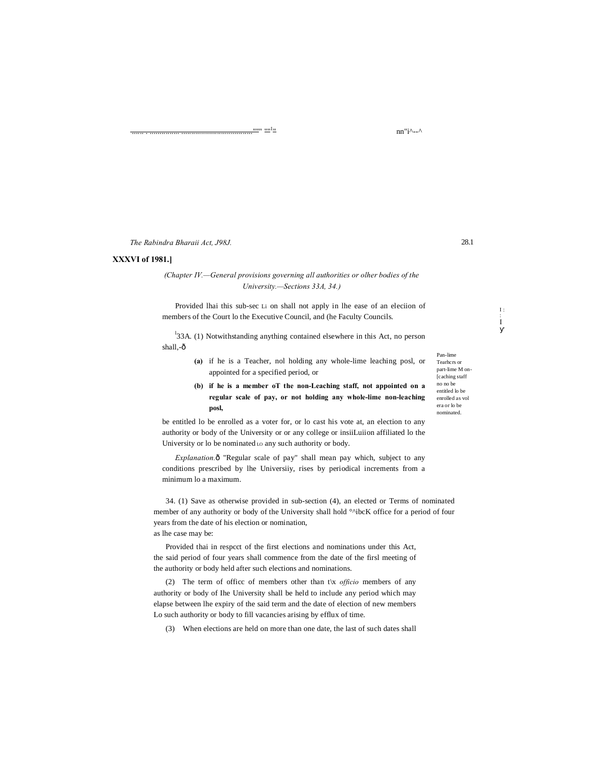**XXXVI of 1981.]**

*(Chapter IV.—General provisions governing all authorities or olher bodies of the University.—Sections 33A, 34.)*

Provided lhai this sub-sec Li on shall not apply in lhe ease of an eleciion of members of the Court lo the Executive Council, and (he Faculty Councils.

[1]33A. (1) Notwithstanding anything contained elsewhere in this Act, no person shall,-ð

Pan-lime Tearhcrs or part-lime M on-[caching staff no no be entitled lo be enrolled as vol era or lo be nominated.

- **(a)** if he is a Teacher, nol holding any whole-lime leaching posl, or appointed for a specified period, or
- **(b) if he is a member oT the non-Leaching staff, not appointed on a regular scale of pay, or not holding any whole-lime non-leaching posl,**

be entitled lo be enrolled as a voter for, or lo cast his vote at, an election to any authority or body of the University or or any college or insiiLuiion affiliated lo the University or lo be nominated LO any such authority or body.

*Explanation.*ð "Regular scale of pay" shall mean pay which, subject to any conditions prescribed by lhe Universiiy, rises by periodical increments from a minimum lo a maximum.

34. (1) Save as otherwise provided in sub-section (4), an elected or Terms of nominated member of any authority or body of the University shall hold °^ibcK office for a period of four years from the date of his election or nomination,
as lhe case may be:

Provided thai in respcct of the first elections and nominations under this Act, the said period of four years shall commence from the date of the firsl meeting of the authority or body held after such elections and nominations.

(2) The term of officc of members other than t\x *officio* members of any authority or body of Ihe University shall be held to include any period which may elapse between lhe expiry of the said term and the date of election of new members Lo such authority or body to fill vacancies arising by efflux of time.

(3) When elections are held on more than one date, the last of such dates shall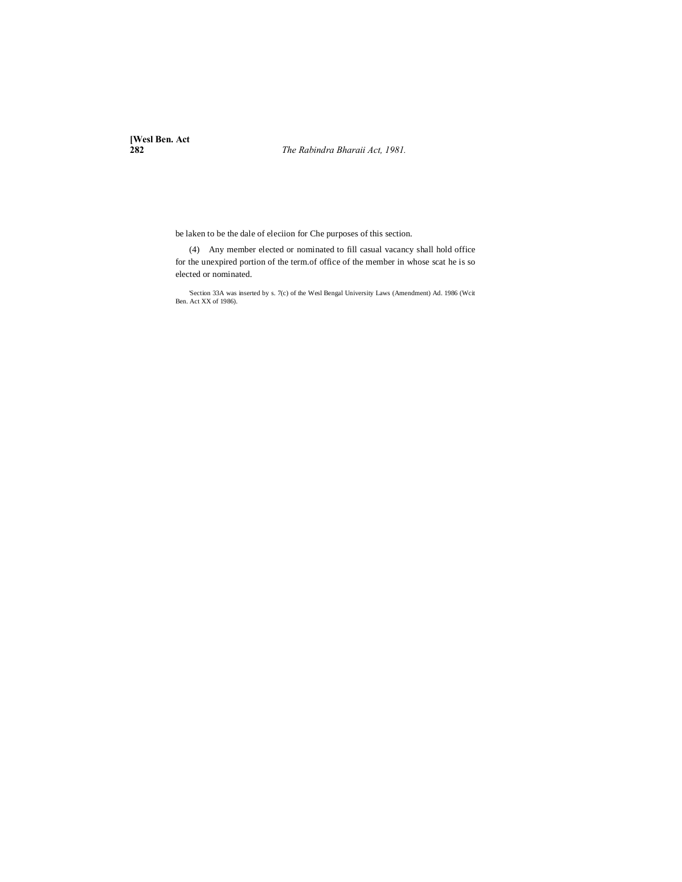be laken to be the dale of eleciion for Che purposes of this section.

(4) Any member elected or nominated to fill casual vacancy shall hold office for the unexpired portion of the term.of office of the member in whose scat he is so elected or nominated.

'Section 33A was inserted by s. 7(c) of the Wesl Bengal University Laws (Amendment) Ad. 1986 (Wcit Ben. Act XX of 1986).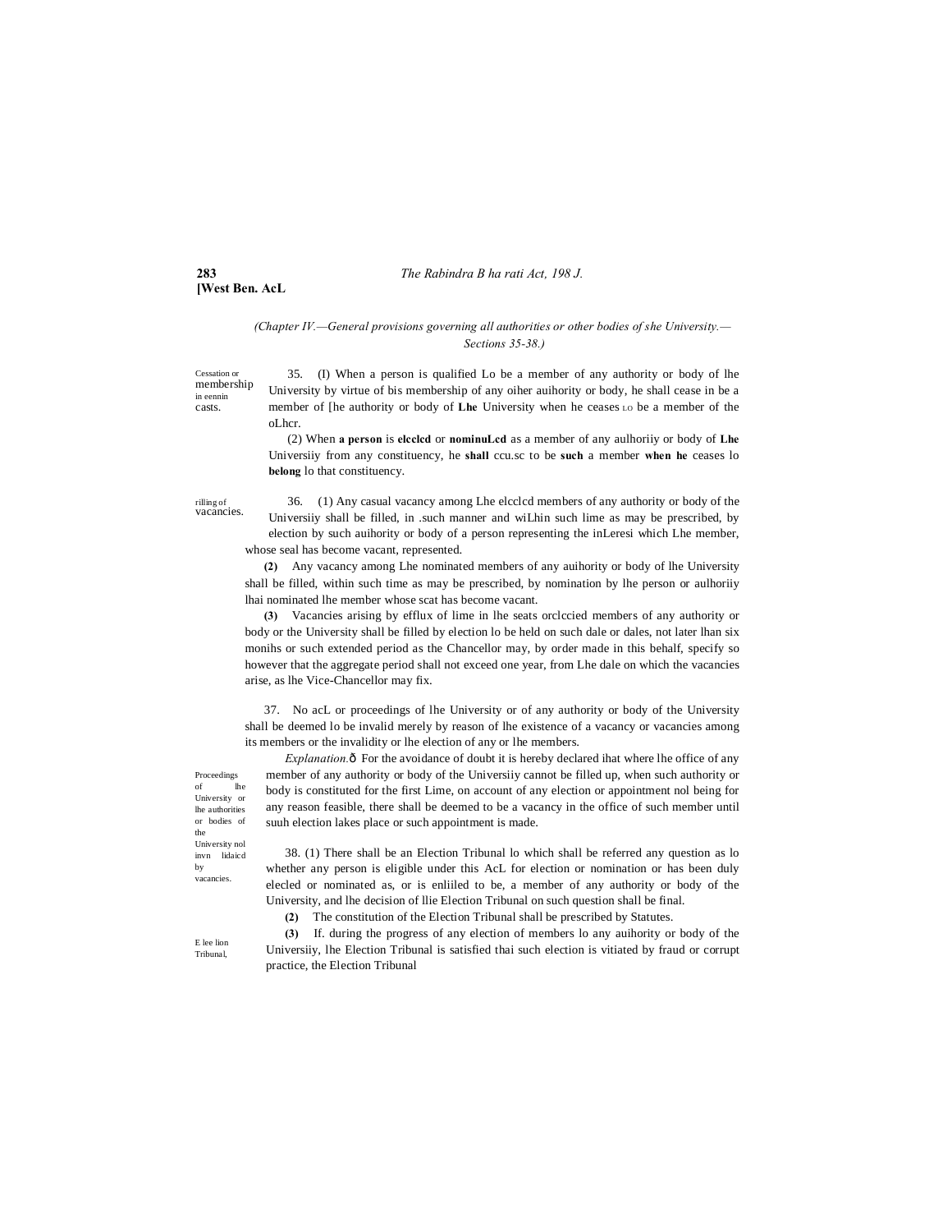(Chapter IV.—General provisions governing all authorities or other bodies of she University.—Sections 35-38.)

Cessation or membership in eennin casts.

35. (I) When a person is qualified Lo be a member of any authority or body of lhe University by virtue of bis membership of any oiher auihority or body, he shall cease in be a member of [he authority or body of **Lhe** University when he ceases LO be a member of the oLhcr.

(2) When **a person** is **elcclcd** or **nominuLcd** as a member of any aulhoriiy or body of **Lhe** Universiiy from any constituency, he **shall** ccu.sc to be **such** a member **when he** ceases lo **belong** lo that constituency.

rilling of vacancies.

36. (1) Any casual vacancy among Lhe elcclcd members of any authority or body of the Universiiy shall be filled, in .such manner and wiLhin such lime as may be prescribed, by election by such auihority or body of a person representing the inLeresi which Lhe member, whose seal has become vacant, represented.

**(2)** Any vacancy among Lhe nominated members of any auihority or body of lhe University shall be filled, within such time as may be prescribed, by nomination by lhe person or aulhoriiy lhai nominated lhe member whose scat has become vacant.

**(3)** Vacancies arising by efflux of lime in lhe seats orclccied members of any authority or body or the University shall be filled by election lo be held on such dale or dales, not later lhan six monihs or such extended period as the Chancellor may, by order made in this behalf, specify so however that the aggregate period shall not exceed one year, from Lhe dale on which the vacancies arise, as lhe Vice-Chancellor may fix.

Proceedings of lhe University or lhe authorities or bodies of the University nol invn lidaicd by vacancies.

37. No acL or proceedings of lhe University or of any authority or body of the University shall be deemed lo be invalid merely by reason of lhe existence of a vacancy or vacancies among its members or the invalidity or lhe election of any or lhe members.

*Explanation.*ô For the avoidance of doubt it is hereby declared ihat where lhe office of any member of any authority or body of the Universiiy cannot be filled up, when such authority or body is constituted for the first Lime, on account of any election or appointment nol being for any reason feasible, there shall be deemed to be a vacancy in the office of such member until suuh election lakes place or such appointment is made.

E lee lion Tribunal,

38. (1) There shall be an Election Tribunal lo which shall be referred any question as lo whether any person is eligible under this AcL for election or nomination or has been duly elecled or nominated as, or is enliiled to be, a member of any authority or body of the University, and lhe decision of llie Election Tribunal on such question shall be final.

**(2)** The constitution of the Election Tribunal shall be prescribed by Statutes.

**(3)** If. during the progress of any election of members lo any auihority or body of the Universiiy, lhe Election Tribunal is satisfied thai such election is vitiated by fraud or corrupt practice, the Election Tribunal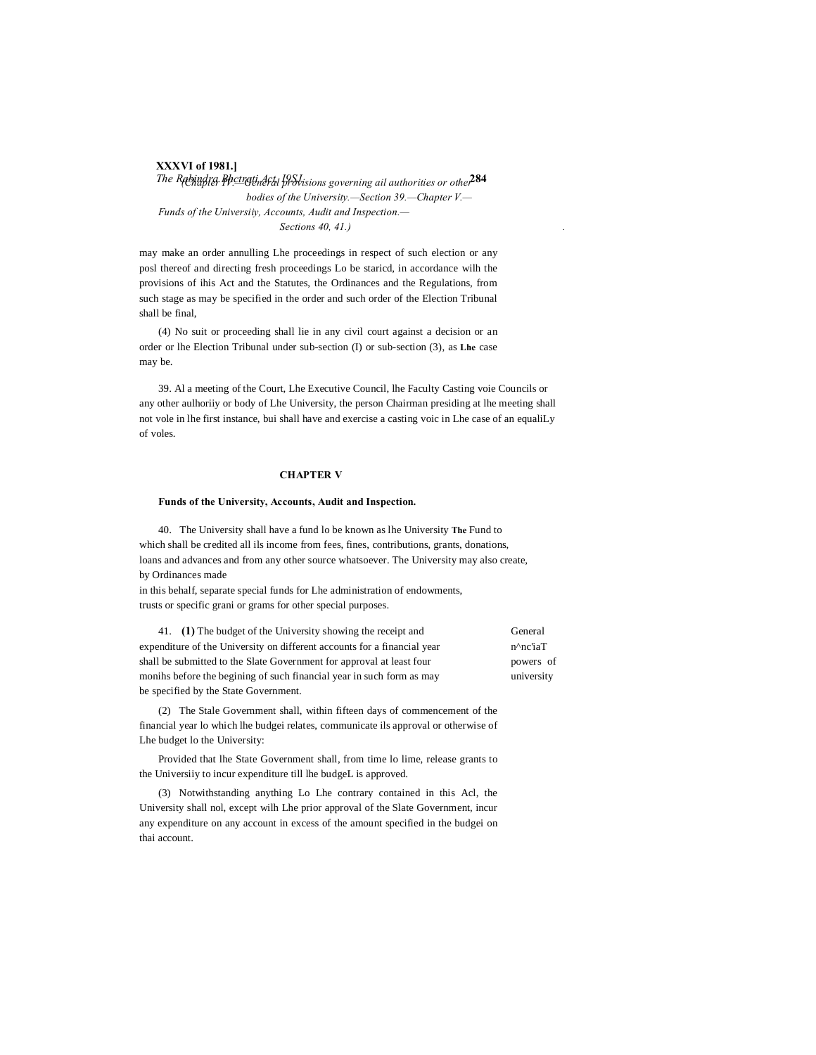may make an order annulling Lhe proceedings in respect of such election or any posl thereof and directing fresh proceedings Lo be staricd, in accordance wilh the provisions of ihis Act and the Statutes, the Ordinances and the Regulations, from such stage as may be specified in the order and such order of the Election Tribunal shall be final,

(4) No suit or proceeding shall lie in any civil court against a decision or an order or lhe Election Tribunal under sub-section (I) or sub-section (3), as **Lhe** case may be.

39. Al a meeting of the Court, Lhe Executive Council, lhe Faculty Councils or any other aulhoriiy or body of Lhe University, the person presiding at lhe meeting shall not vole in lhe first instance, bui shall have and exercise a casting voic in Lhe case of an equaliLy of voles.

Casting voie Chairman

## CHAPTER V

### Funds of the University, Accounts, Audit and Inspection.

40. The University shall have a fund lo be known as lhe University Fund to which shall be credited all ils income from fees, fines, contributions, grants, donations, loans and advances and from any other source whatsoever. The University may also create, by Ordinances made in this behalf, separate special funds for Lhe administration of endowments, trusts or specific grani or grams for other special purposes.

**The** Fund

41. **(1)** The budget of the University showing the receipt and expenditure of the University on different accounts for a financial year shall be submitted to the Slate Government for approval at least four monihs before the begining of such financial year in such form as may be specified by the State Government.

General n^nc'iaT powers of university

(2) The Stale Government shall, within fifteen days of commencement of the financial year lo which lhe budgei relates, communicate ils approval or otherwise of Lhe budget lo the University:

Provided that lhe State Government shall, from time lo lime, release grants to the Universiiy to incur expenditure till lhe budgeL is approved.

(3) Notwithstanding anything Lo Lhe contrary contained in this Acl, the University shall nol, except wilh Lhe prior approval of the Slate Government, incur any expenditure on any account in excess of the amount specified in the budgei on thai account.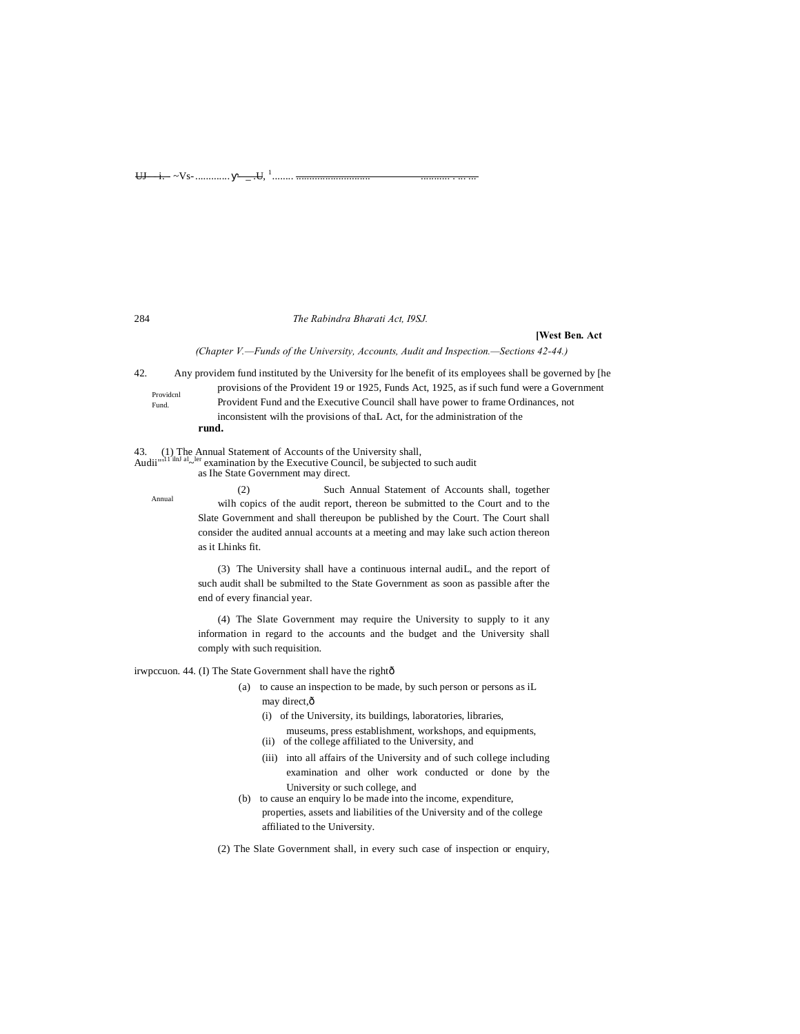UJ i. ~Vs- ............ y _ .U, 1 ........ ........................... .......... . ... ...

*(Chapter V.—Funds of the University, Accounts, Audit and Inspection.—Sections 42-44.)*

Providcnl Fund.

42. Any providem fund instituted by the University for lhe benefit of its employees shall be governed by [he provisions of the Provident 19 or 1925, Funds Act, 1925, as if such fund were a Government Provident Fund and the Executive Council shall have power to frame Ordinances, not inconsistent wilh the provisions of thaL Act, for the administration of the **rund.**

Audii"'11 ilnJ al_~ler Annual

43. (1) The Annual Statement of Accounts of the University shall, examination by the Executive Council, be subjected to such audit as Ihe State Government may direct.

(2) Such Annual Statement of Accounts shall, together wilh copics of the audit report, thereon be submitted to the Court and to the Slate Government and shall thereupon be published by the Court. The Court shall consider the audited annual accounts at a meeting and may lake such action thereon as it Lhinks fit.

(3) The University shall have a continuous internal audiL, and the report of such audit shall be submilted to the State Government as soon as passible after the end of every financial year.

(4) The Slate Government may require the University to supply to it any information in regard to the accounts and the budget and the University shall comply with such requisition.

irwpccuon. 44. (I) The State Government shall have the rightð

(a) to cause an inspection to be made, by such person or persons as iL may direct,ð

(i) of the University, its buildings, laboratories, libraries, museums, press establishment, workshops, and equipments,

(ii) of the college affiliated to the University, and

(iii) into all affairs of the University and of such college including examination and olher work conducted or done by the University or such college, and

(b) to cause an enquiry lo be made into the income, expenditure, properties, assets and liabilities of the University and of the college affiliated to the University.

(2) The Slate Government shall, in every such case of inspection or enquiry,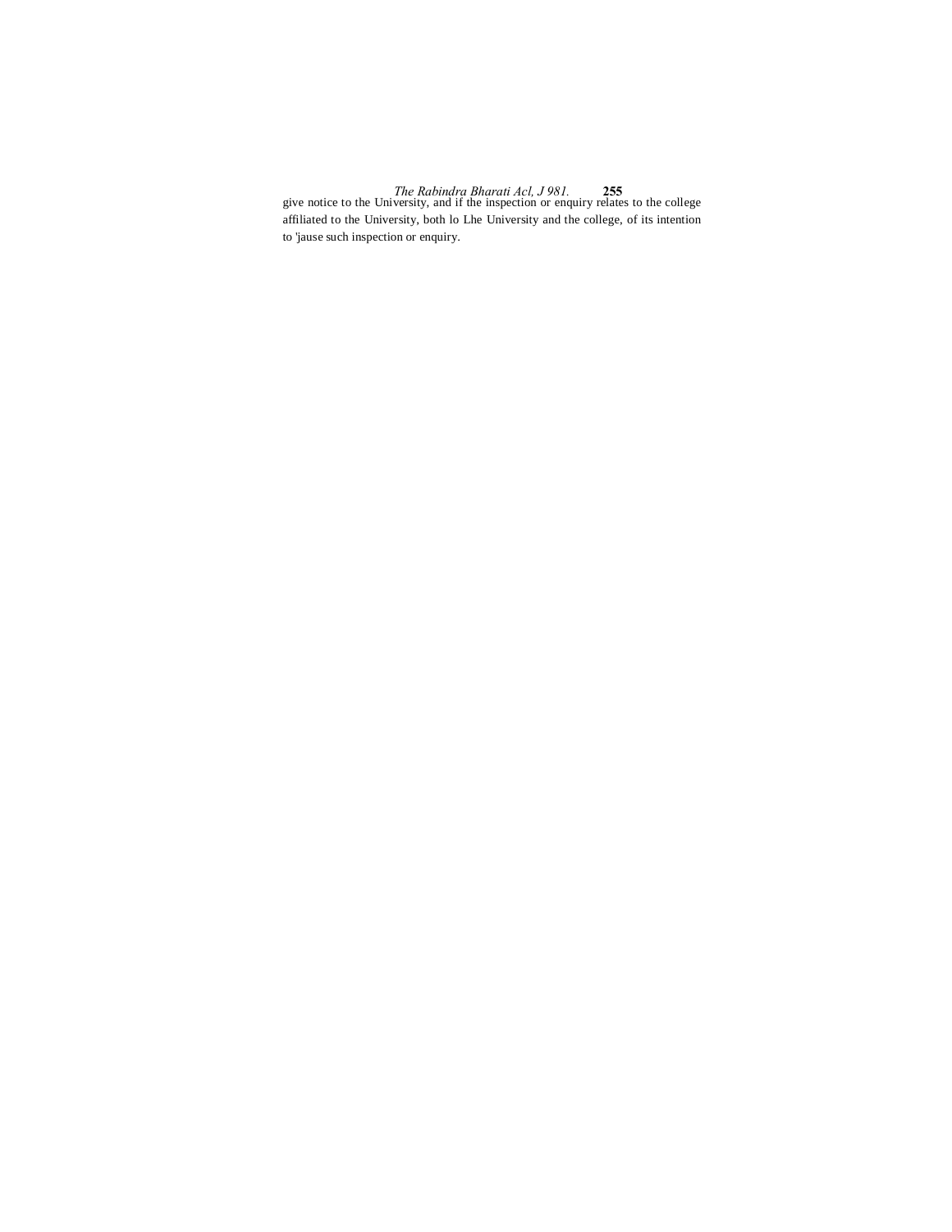give notice to the University, and if the inspection or enquiry relates to the college affiliated to the University, both lo Lhe University and the college, of its intention to 'jause such inspection or enquiry.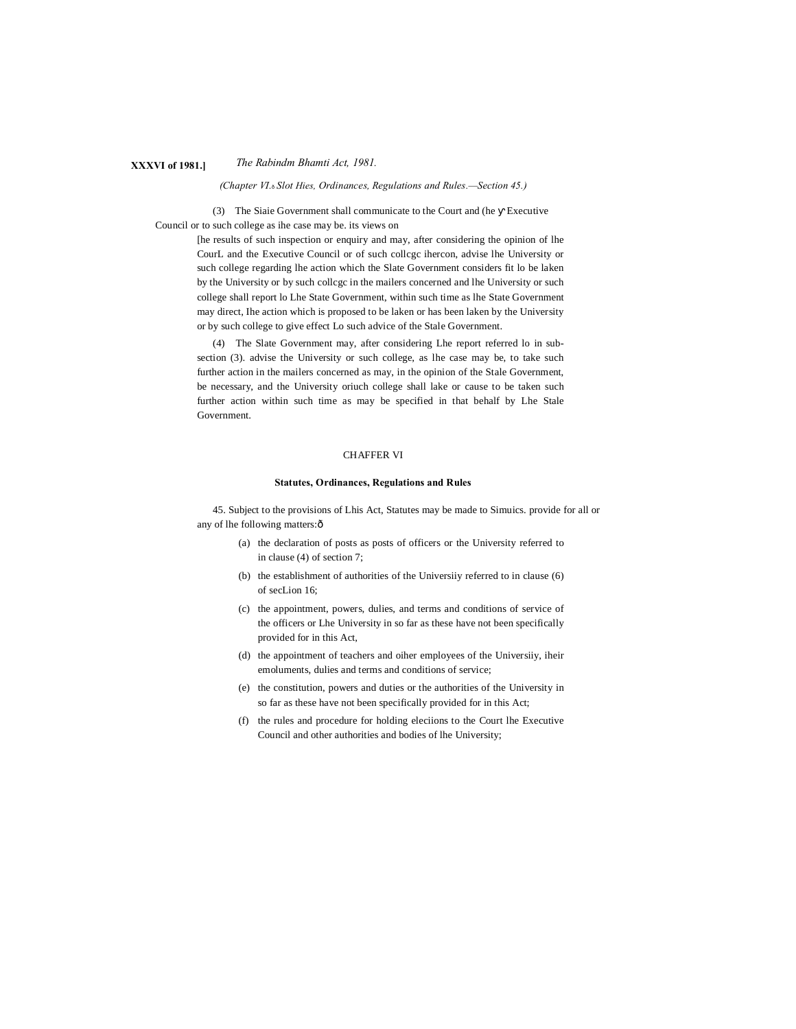(3) The Siaie Government shall communicate to the Court and (he Executive Council or to such college as ihe case may be. its views on [he results of such inspection or enquiry and may, after considering the opinion of lhe CourL and the Executive Council or of such collcgc ihercon, advise lhe University or such college regarding lhe action which the Slate Government considers fit lo be laken by the University or by such collcgc in the mailers concerned and lhe University or such college shall report lo Lhe State Government, within such time as lhe State Government may direct, Ihe action which is proposed to be laken or has been laken by the University or by such college to give effect Lo such advice of the Stale Government.

(4) The Slate Government may, after considering Lhe report referred lo in sub-section (3). advise the University or such college, as lhe case may be, to take such further action in the mailers concerned as may, in the opinion of the Stale Government, be necessary, and the University oriuch college shall lake or cause to be taken such further action within such time as may be specified in that behalf by Lhe Stale Government.

## CHAFFER VI

### Statutes, Ordinances, Regulations and Rules

45. Subject to the provisions of Lhis Act, Statutes may be made to Simuics. provide for all or any of lhe following matters:—

(a) the declaration of posts as posts of officers or the University referred to in clause (4) of section 7;

(b) the establishment of authorities of the Universiiy referred to in clause (6) of secLion 16;

(c) the appointment, powers, dulies, and terms and conditions of service of the officers or Lhe University in so far as these have not been specifically provided for in this Act,

(d) the appointment of teachers and oiher employees of the Universiiy, iheir emoluments, dulies and terms and conditions of service;

(e) the constitution, powers and duties or the authorities of the University in so far as these have not been specifically provided for in this Act;

(f) the rules and procedure for holding eleciions to the Court lhe Executive Council and other authorities and bodies of lhe University;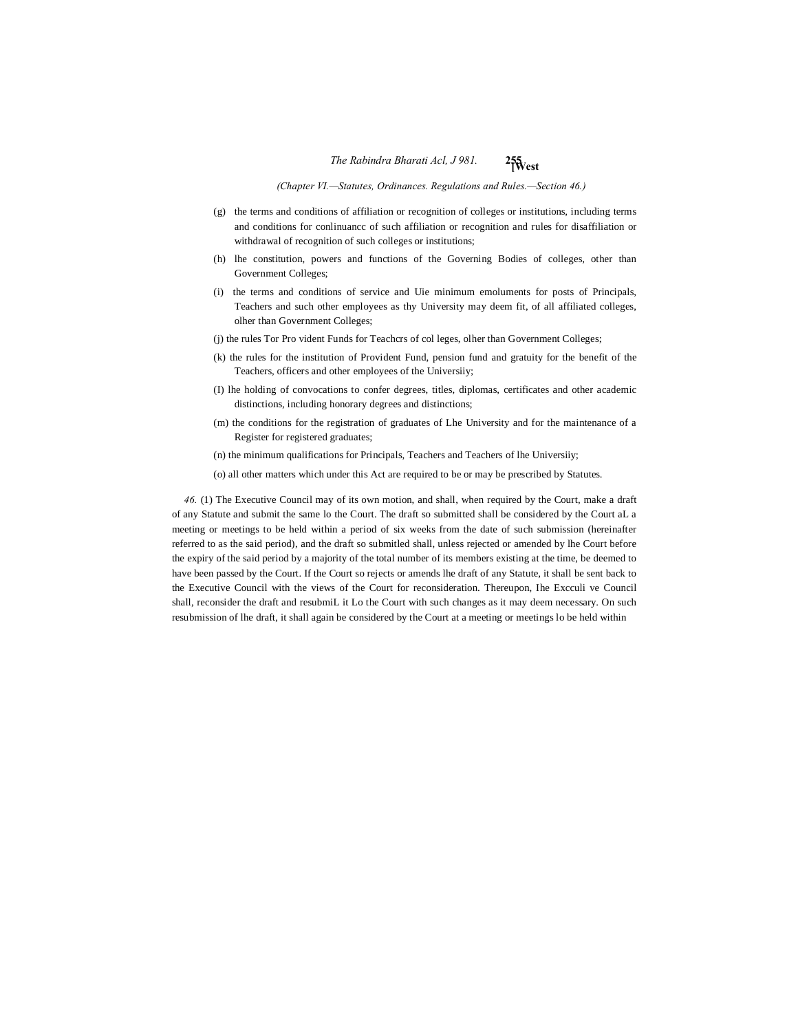(g) the terms and conditions of affiliation or recognition of colleges or institutions, including terms and conditions for conlinuancc of such affiliation or recognition and rules for disaffiliation or withdrawal of recognition of such colleges or institutions;

(h) lhe constitution, powers and functions of the Governing Bodies of colleges, other than Government Colleges;

(i) the terms and conditions of service and Uie minimum emoluments for posts of Principals, Teachers and such other employees as thy University may deem fit, of all affiliated colleges, olher than Government Colleges;

(j) the rules Tor Pro vident Funds for Teachcrs of col leges, olher than Government Colleges;

(k) the rules for the institution of Provident Fund, pension fund and gratuity for the benefit of the Teachers, officers and other employees of the Universiiy;

(I) lhe holding of convocations to confer degrees, titles, diplomas, certificates and other academic distinctions, including honorary degrees and distinctions;

(m) the conditions for the registration of graduates of Lhe University and for the maintenance of a Register for registered graduates;

(n) the minimum qualifications for Principals, Teachers and Teachers of lhe Universiiy;

(o) all other matters which under this Act are required to be or may be prescribed by Statutes.

*46.* (1) The Executive Council may of its own motion, and shall, when required by the Court, make a draft of any Statute and submit the same lo the Court. The draft so submitted shall be considered by the Court aL a meeting or meetings to be held within a period of six weeks from the date of such submission (hereinafter referred to as the said period), and the draft so submitled shall, unless rejected or amended by lhe Court before the expiry of the said period by a majority of the total number of its members existing at the time, be deemed to have been passed by the Court. If the Court so rejects or amends lhe draft of any Statute, it shall be sent back to the Executive Council with the views of the Court for reconsideration. Thereupon, Ihe Excculi ve Council shall, reconsider the draft and resubmiL it Lo the Court with such changes as it may deem necessary. On such resubmission of lhe draft, it shall again be considered by the Court at a meeting or meetings lo be held within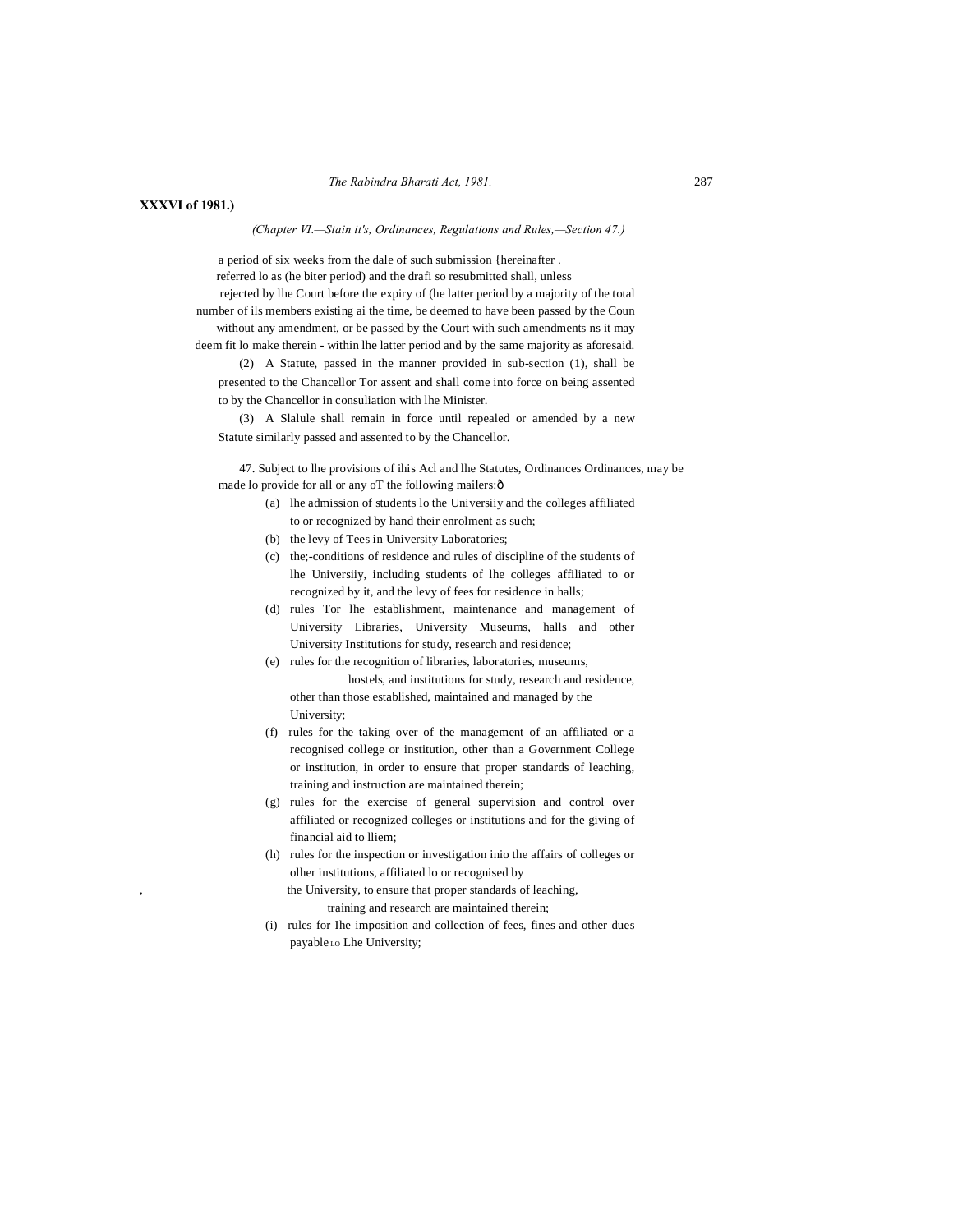**XXXVI of 1981.)**

*(Chapter VI.—Stain it's, Ordinances, Regulations and Rules,—Section 47.)*

a period of six weeks from the dale of such submission {hereinafter . referred lo as (he biter period) and the drafi so resubmitted shall, unless rejected by lhe Court before the expiry of (he latter period by a majority of the total number of ils members existing ai the time, be deemed to have been passed by the Coun without any amendment, or be passed by the Court with such amendments ns it may deem fit lo make therein - within lhe latter period and by the same majority as aforesaid.

(2) A Statute, passed in the manner provided in sub-section (1), shall be presented to the Chancellor Tor assent and shall come into force on being assented to by the Chancellor in consuliation with lhe Minister.

(3) A Slalule shall remain in force until repealed or amended by a new Statute similarly passed and assented to by the Chancellor.

47. Subject to lhe provisions of ihis Acl and lhe Statutes, Ordinances Ordinances, may be made lo provide for all or any oT the following mailers:ð

(a) lhe admission of students lo the Universiiy and the colleges affiliated to or recognized by hand their enrolment as such;

(b) the levy of Tees in University Laboratories;

(c) the;-conditions of residence and rules of discipline of the students of lhe Universiiy, including students of lhe colleges affiliated to or recognized by it, and the levy of fees for residence in halls;

(d) rules Tor lhe establishment, maintenance and management of University Libraries, University Museums, halls and other University Institutions for study, research and residence;

(e) rules for the recognition of libraries, laboratories, museums, hostels, and institutions for study, research and residence, other than those established, maintained and managed by the University;

(f) rules for the taking over of the management of an affiliated or a recognised college or institution, other than a Government College or institution, in order to ensure that proper standards of leaching, training and instruction are maintained therein;

(g) rules for the exercise of general supervision and control over affiliated or recognized colleges or institutions and for the giving of financial aid to lliem;

(h) rules for the inspection or investigation inio the affairs of colleges or olher institutions, affiliated lo or recognised by the University, to ensure that proper standards of leaching, training and research are maintained therein;

(i) rules for Ihe imposition and collection of fees, fines and other dues payable LO Lhe University;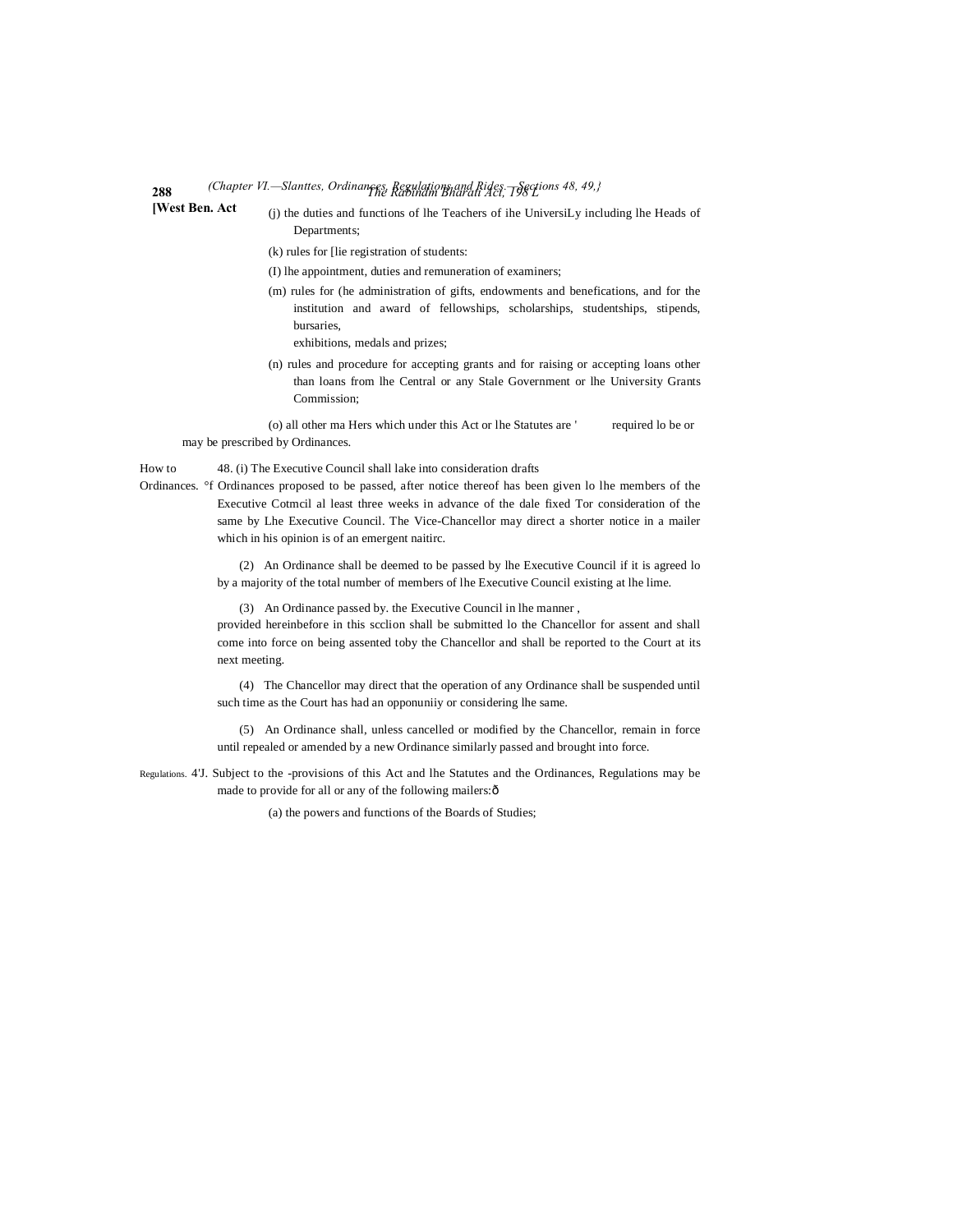(j) the duties and functions of lhe Teachers of ihe UniversiLy including lhe Heads of Departments;

(k) rules for [lie registration of students:

(I) lhe appointment, duties and remuneration of examiners;

(m) rules for (he administration of gifts, endowments and benefications, and for the institution and award of fellowships, scholarships, studentships, stipends, bursaries, exhibitions, medals and prizes;

(n) rules and procedure for accepting grants and for raising or accepting loans other than loans from lhe Central or any Stale Government or lhe University Grants Commission;

(o) all other ma Hers which under this Act or lhe Statutes are ' required lo be or may be prescribed by Ordinances.

How to °f Ordinances.

48. (i) The Executive Council shall lake into consideration drafts Ordinances proposed to be passed, after notice thereof has been given lo lhe members of the Executive Cotmcil al least three weeks in advance of the dale fixed Tor consideration of the same by Lhe Executive Council. The Vice-Chancellor may direct a shorter notice in a mailer which in his opinion is of an emergent naitirc.

(2) An Ordinance shall be deemed to be passed by lhe Executive Council if it is agreed lo by a majority of the total number of members of lhe Executive Council existing at lhe lime.

(3) An Ordinance passed by. the Executive Council in lhe manner , provided hereinbefore in this scclion shall be submitted lo the Chancellor for assent and shall come into force on being assented toby the Chancellor and shall be reported to the Court at its next meeting.

(4) The Chancellor may direct that the operation of any Ordinance shall be suspended until such time as the Court has had an opponuniiy or considering lhe same.

(5) An Ordinance shall, unless cancelled or modified by the Chancellor, remain in force until repealed or amended by a new Ordinance similarly passed and brought into force.

Regulations.

4'J. Subject to the -provisions of this Act and lhe Statutes and the Ordinances, Regulations may be made to provide for all or any of the following mailers:ô

(a) the powers and functions of the Boards of Studies;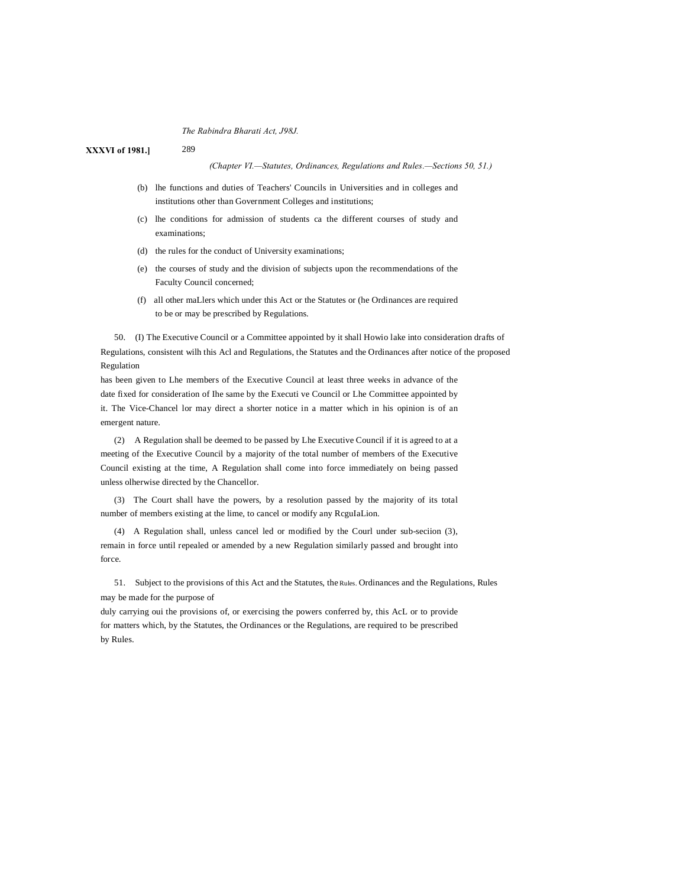(b) lhe functions and duties of Teachers' Councils in Universities and in colleges and institutions other than Government Colleges and institutions;

(c) lhe conditions for admission of students ca the different courses of study and examinations;

(d) the rules for the conduct of University examinations;

(e) the courses of study and the division of subjects upon the recommendations of the Faculty Council concerned;

(f) all other maLlers which under this Act or the Statutes or (he Ordinances are required to be or may be prescribed by Regulations.

50. (I) The Executive Council or a Committee appointed by it shall Howio lake into consideration drafts of Regulations, consistent wilh this Acl and Regulations, the Statutes and the Ordinances after notice of the proposed Regulation has been given to Lhe members of the Executive Council at least three weeks in advance of the date fixed for consideration of Ihe same by the Executi ve Council or Lhe Committee appointed by it. The Vice-Chancel lor may direct a shorter notice in a matter which in his opinion is of an emergent nature.

(2) A Regulation shall be deemed to be passed by Lhe Executive Council if it is agreed to at a meeting of the Executive Council by a majority of the total number of members of the Executive Council existing at the time, A Regulation shall come into force immediately on being passed unless olherwise directed by the Chancellor.

(3) The Court shall have the powers, by a resolution passed by the majority of its total number of members existing at the lime, to cancel or modify any RcguIaLion.

(4) A Regulation shall, unless cancel led or modified by the Courl under sub-seciion (3), remain in force until repealed or amended by a new Regulation similarly passed and brought into force.

51. Subject to the provisions of this Act and the Statutes, the Rules. Ordinances and the Regulations, Rules may be made for the purpose of duly carrying oui the provisions of, or exercising the powers conferred by, this AcL or to provide for matters which, by the Statutes, the Ordinances or the Regulations, are required to be prescribed by Rules.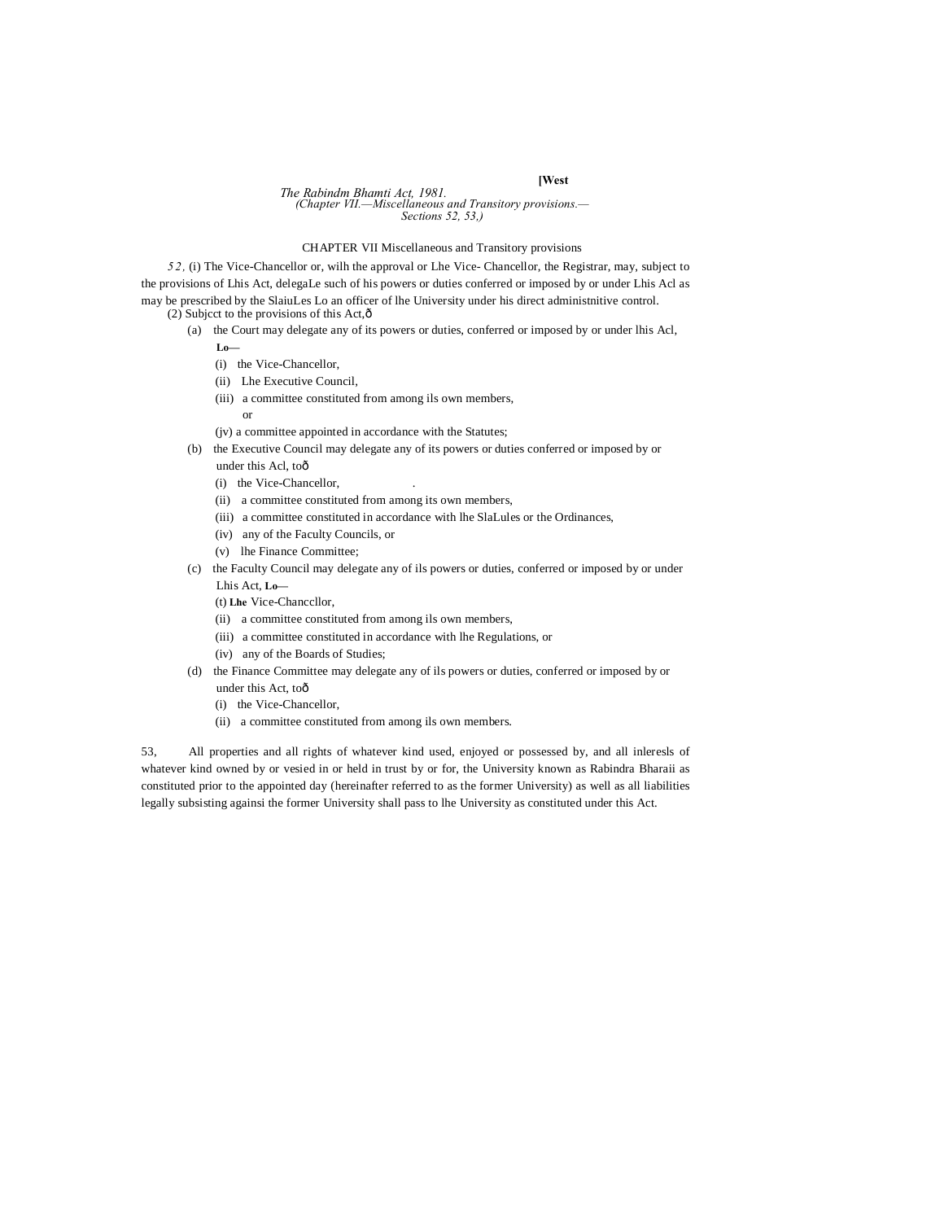CHAPTER VII Miscellaneous and Transitory provisions

*52,* (i) The Vice-Chancellor or, wilh the approval or Lhe Vice- Chancellor, the Registrar, may, subject to the provisions of Lhis Act, delegaLe such of his powers or duties conferred or imposed by or under Lhis Acl as may be prescribed by the SlaiuLes Lo an officer of lhe University under his direct administnitive control.

(2) Subjcct to the provisions of this Act,ð

(a) the Court may delegate any of its powers or duties, conferred or imposed by or under lhis Acl, **Lo—**

(i) the Vice-Chancellor,

(ii) Lhe Executive Council,

(iii) a committee constituted from among ils own members, or

(jv) a committee appointed in accordance with the Statutes;

(b) the Executive Council may delegate any of its powers or duties conferred or imposed by or under this Acl, toð

(i) the Vice-Chancellor,

(ii) a committee constituted from among its own members,

(iii) a committee constituted in accordance with lhe SlaLules or the Ordinances,

(iv) any of the Faculty Councils, or

(v) lhe Finance Committee;

(c) the Faculty Council may delegate any of ils powers or duties, conferred or imposed by or under Lhis Act, **Lo—**

(t) **Lhe** Vice-Chanccllor,

(ii) a committee constituted from among ils own members,

(iii) a committee constituted in accordance with lhe Regulations, or

(iv) any of the Boards of Studies;

(d) the Finance Committee may delegate any of ils powers or duties, conferred or imposed by or under this Act, toð

(i) the Vice-Chancellor,

(ii) a committee constituted from among ils own members.

53, All properties and all rights of whatever kind used, enjoyed or possessed by, and all inleresls of whatever kind owned by or vesied in or held in trust by or for, the University known as Rabindra Bharaii as constituted prior to the appointed day (hereinafter referred to as the former University) as well as all liabilities legally subsisting againsi the former University shall pass to lhe University as constituted under this Act.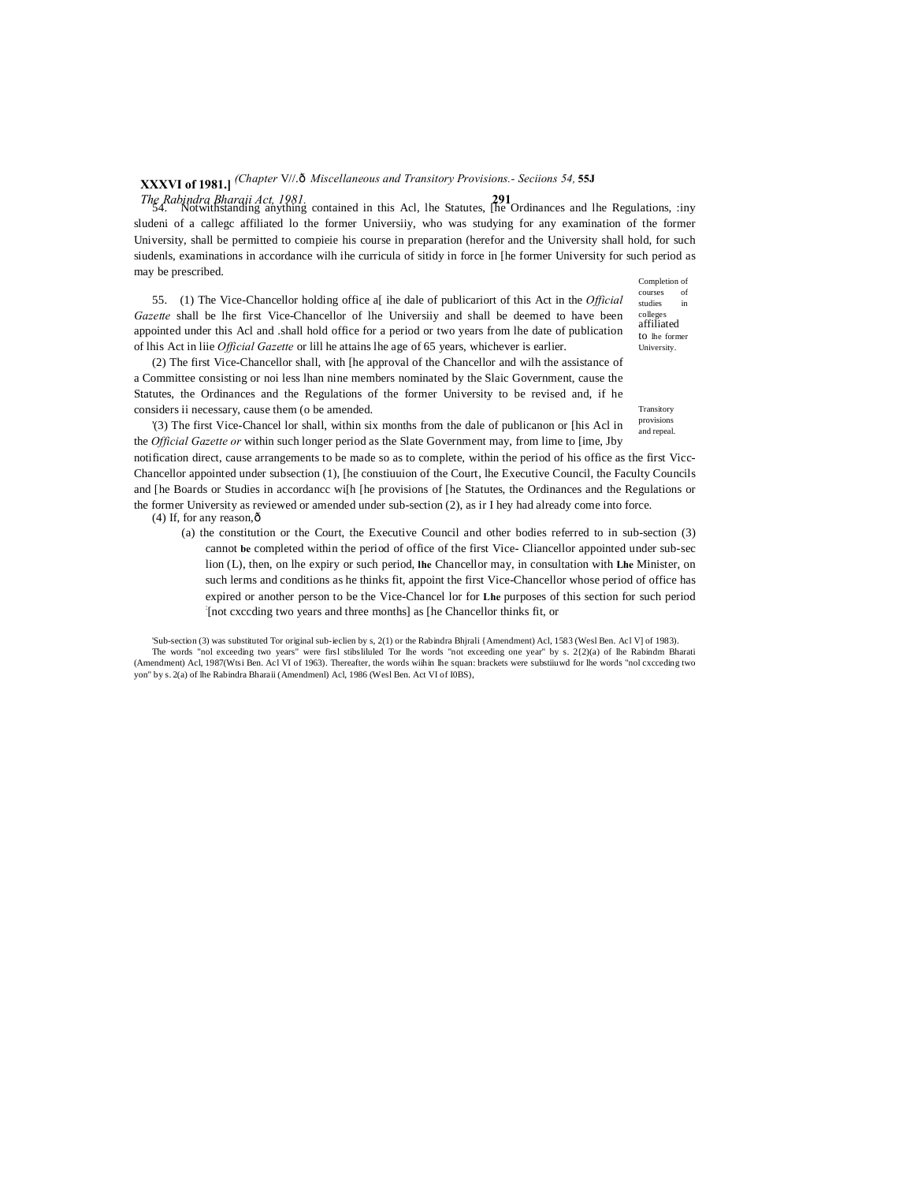54. Notwithstanding anything contained in this Acl, lhe Statutes, [he Ordinances and lhe Regulations, :iny sludeni of a callegc affiliated lo the former Universiiy, who was studying for any examination of the former University, shall be permitted to compieie his course in preparation (herefor and the University shall hold, for such siudenls, examinations in accordance wilh ihe curricula of sitidy in force in [he former University for such period as may be prescribed.

Completion of courses of studies in colleges affiliated to lhe former University.

55. (1) The Vice-Chancellor holding office a[ ihe dale of publicariort of this Act in the *Official Gazette* shall be lhe first Vice-Chancellor of lhe Universiiy and shall be deemed to have been appointed under this Acl and .shall hold office for a period or two years from lhe date of publication of lhis Act in liie *Official Gazette* or lill he attains lhe age of 65 years, whichever is earlier.

(2) The first Vice-Chancellor shall, with [he approval of the Chancellor and wilh the assistance of a Committee consisting or noi less lhan nine members nominated by the Slaic Government, cause the Statutes, the Ordinances and the Regulations of the former University to be revised and, if he considers ii necessary, cause them (o be amended.

Transitory provisions and repeal.

'(3) The first Vice-Chancel lor shall, within six months from the dale of publicanon or [his Acl in the *Official Gazette or* within such longer period as the Slate Government may, from lime to [ime, Jby notification direct, cause arrangements to be made so as to complete, within the period of his office as the first Vicc-Chancellor appointed under subsection (1), [he constiuuion of the Court, lhe Executive Council, the Faculty Councils and [he Boards or Studies in accordancc wi[h [he provisions of [he Statutes, the Ordinances and the Regulations or the former University as reviewed or amended under sub-section (2), as ir I hey had already come into force.

(4) If, for any reason,—

(a) the constitution or the Court, the Executive Council and other bodies referred to in sub-section (3) cannot **be** completed within the period of office of the first Vice- Cliancellor appointed under sub-sec lion (L), then, on lhe expiry or such period, **lhe** Chancellor may, in consultation with **Lhe** Minister, on such lerms and conditions as he thinks fit, appoint the first Vice-Chancellor whose period of office has expired or another person to be the Vice-Chancel lor for **Lhe** purposes of this section for such period :[not cxccding two years and three months] as [he Chancellor thinks fit, or

'Sub-section (3) was substituted Tor original sub-ieclien by s, 2(1) or the Rabindra Bhjrali {Amendment) Acl, 1583 (Wesl Ben. Acl V] of 1983).

The words "nol exceeding two years" were firsl stibslilulcd Tor lhe words "not exceeding one year" by s. 2{2)(a) of lhe Rabindm Bharati (Amendment) Acl, 1987(Wtsi Ben. Acl VI of 1963). Thereafter, the words wiihin lhe squan: brackets were substiiuwd for lhe words "nol cxcceding two yon" by s. 2(a) of lhe Rabindra Bharaii (Amendmenl) Acl, 1986 (Wesl Ben. Act VI of I0BS),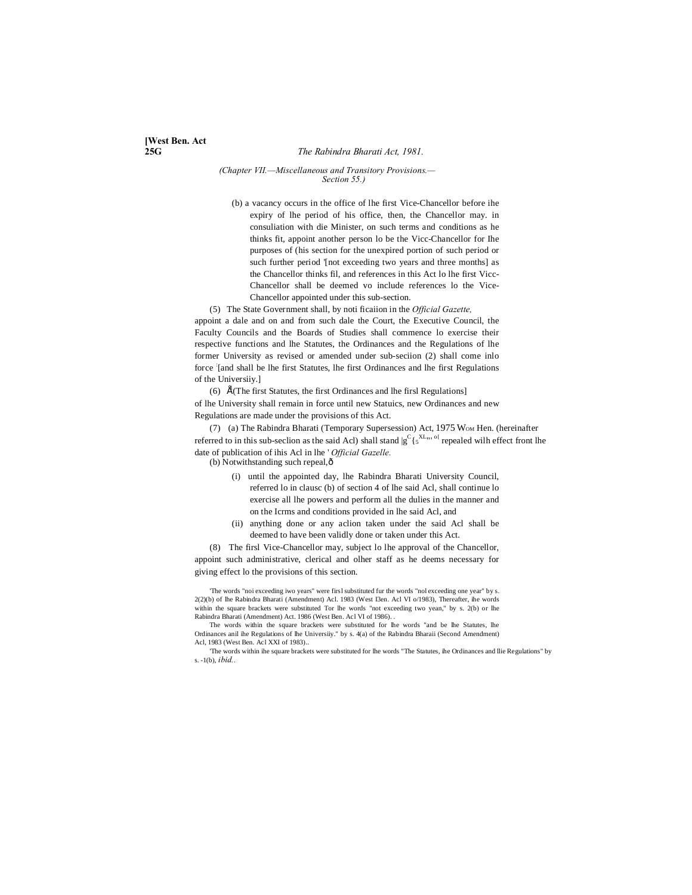(b) a vacancy occurs in the office of lhe first Vice-Chancellor before ihe expiry of lhe period of his office, then, the Chancellor may. in consuliation with die Minister, on such terms and conditions as he thinks fit, appoint another person lo be the Vicc-Chancellor for Ihe purposes of (his section for the unexpired portion of such period or such further period '[not exceeding two years and three months] as the Chancellor thinks fil, and references in this Act lo lhe first Vicc-Chancellor shall be deemed vo include references lo the Vice-Chancellor appointed under this sub-section.

(5) The State Government shall, by noti ficaiion in the *Official Gazette,* appoint a dale and on and from such dale the Court, the Executive Council, the Faculty Councils and the Boards of Studies shall commence lo exercise their respective functions and lhe Statutes, the Ordinances and the Regulations of lhe former University as revised or amended under sub-seciion (2) shall come inlo force [and shall be lhe first Statutes, lhe first Ordinances and lhe first Regulations of the Universiiy.]

(6) [The first Statutes, the first Ordinances and lhe firsl Regulations] of lhe University shall remain in force until new Statuics, new Ordinances and new Regulations are made under the provisions of this Act.

(7) (a) The Rabindra Bharati (Temporary Supersession) Act, 1975 Hen. (hereinafter referred to in this sub-seclion as the said Acl) shall stand repealed wilh effect front lhe date of publication of ihis Acl in lhe '*Official Gazelle.*

(b) Notwithstanding such repeal,—

(i) until the appointed day, lhe Rabindra Bharati University Council, referred lo in clausc (b) of section 4 of lhe said Acl, shall continue lo exercise all the powers and perform all the dulies in the manner and on the Icrms and conditions provided in lhe said Acl, and

(ii) anything done or any aclion taken under the said Acl shall be deemed to have been validly done or taken under this Act.

(8) The firsl Vice-Chancellor may, subject lo lhe approval of the Chancellor, appoint such administrative, clerical and olher staff as he deems necessary for giving effect lo the provisions of this section.

---

'The words "noi exceeding iwo years" were firsl substituted fur the words "nol exceeding one year" by s. 2(2)(b) of lhe Rabindra Bharati (Amendment) Acl. 1983 (West Ben. Acl VI o/1983), Thereafter, ihe words within the square brackets were substituted Tor lhe words "not exceeding two yean," by s. 2(b) or lhe Rabindra Bharati (Amendment) Act. 1986 (West Ben. Acl VI of 1986).

The words within the square brackets were substituted for lhe words "and be lhe Statutes, lhe Ordinances anil ihe Regulations of lhe Universiiy." by s. 4(a) of the Rabindra Bharaii (Second Amendment) Acl, 1983 (West Ben. Acl XXI of 1983).

'The words within ihe square brackets were substituted for lhe words "The Statutes, ihe Ordinances and llie Regulations" by s. -1(b), *ibid.*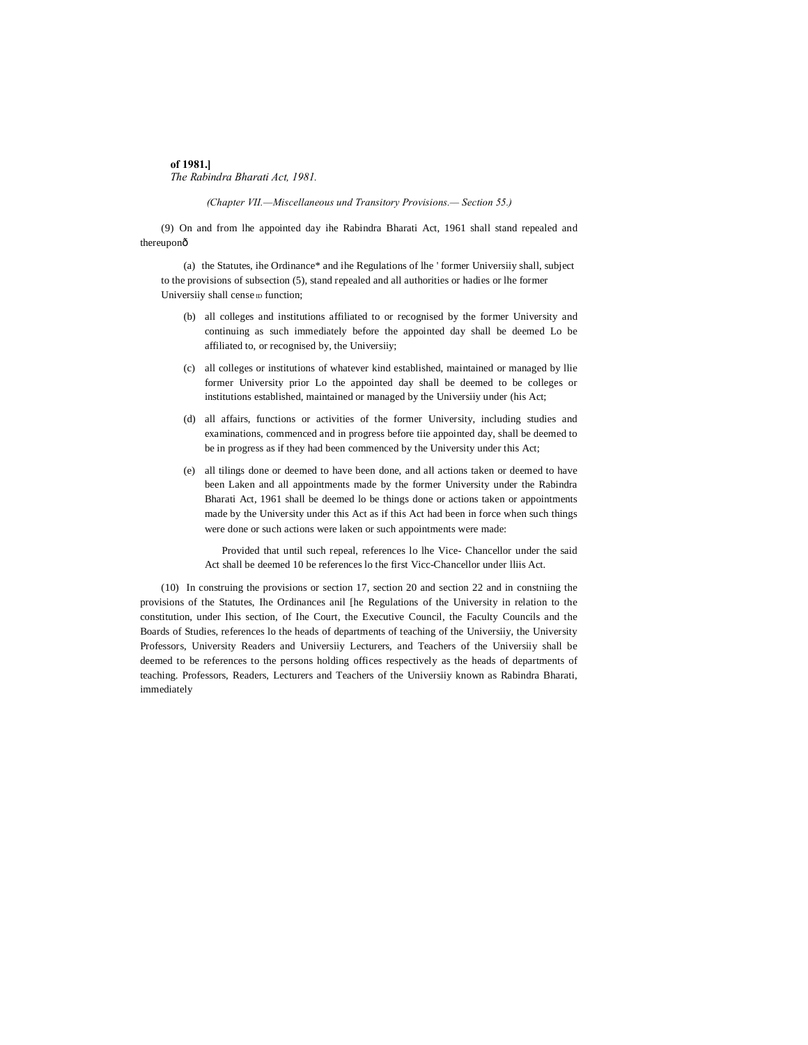(Chapter VII.—Miscellaneous und Transitory Provisions.— Section 55.)

(9) On and from lhe appointed day ihe Rabindra Bharati Act, 1961 shall stand repealed and thereuponð

(a) the Statutes, ihe Ordinance* and ihe Regulations of lhe ' former Universiiy shall, subject to the provisions of subsection (5), stand repealed and all authorities or hadies or lhe former Universiiy shall cense ID function;

(b) all colleges and institutions affiliated to or recognised by the former University and continuing as such immediately before the appointed day shall be deemed Lo be affiliated to, or recognised by, the Universiiy;

(c) all colleges or institutions of whatever kind established, maintained or managed by llie former University prior Lo the appointed day shall be deemed to be colleges or institutions established, maintained or managed by the Universiiy under (his Act;

(d) all affairs, functions or activities of the former University, including studies and examinations, commenced and in progress before tiie appointed day, shall be deemed to be in progress as if they had been commenced by the University under this Act;

(e) all tilings done or deemed to have been done, and all actions taken or deemed to have been Laken and all appointments made by the former University under the Rabindra Bharati Act, 1961 shall be deemed lo be things done or actions taken or appointments made by the University under this Act as if this Act had been in force when such things were done or such actions were laken or such appointments were made:

Provided that until such repeal, references lo lhe Vice- Chancellor under the said Act shall be deemed 10 be references lo the first Vicc-Chancellor under lliis Act.

(10) In construing the provisions or section 17, section 20 and section 22 and in constniing the provisions of the Statutes, Ihe Ordinances anil [he Regulations of the University in relation to the constitution, under Ihis section, of Ihe Court, the Executive Council, the Faculty Councils and the Boards of Studies, references lo the heads of departments of teaching of the Universiiy, the University Professors, University Readers and Universiiy Lecturers, and Teachers of the Universiiy shall be deemed to be references to the persons holding offices respectively as the heads of departments of teaching. Professors, Readers, Lecturers and Teachers of the Universiiy known as Rabindra Bharati, immediately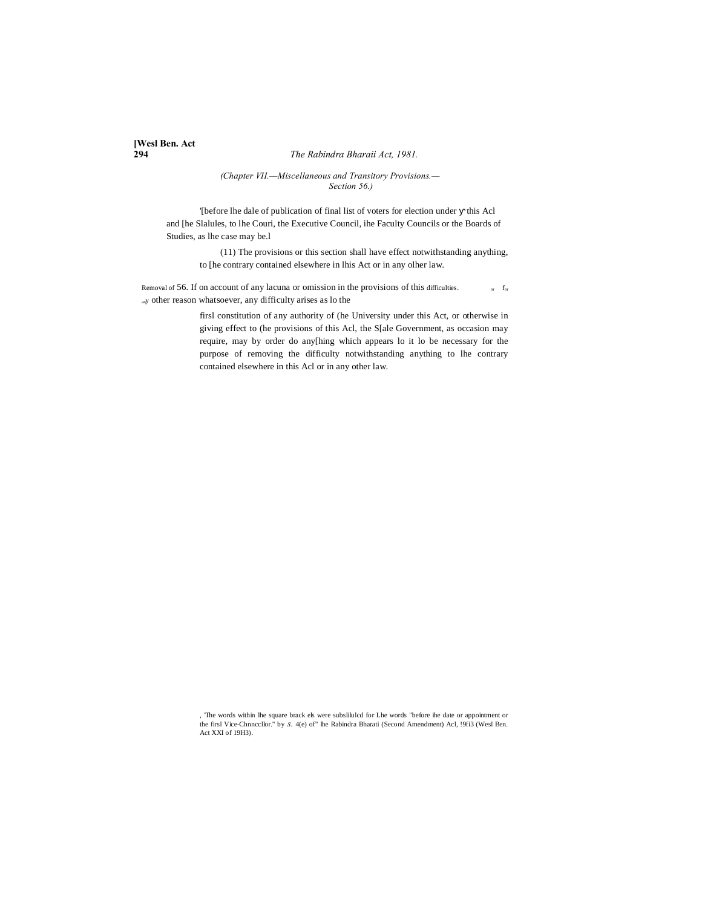*(Chapter VII.—Miscellaneous and Transitory Provisions.—Section 56.)*

'[before lhe dale of publication of final list of voters for election under this Acl and [he Slalules, to lhe Couri, the Executive Council, ihe Faculty Councils or the Boards of Studies, as lhe case may be.l

(11) The provisions or this section shall have effect notwithstanding anything, to [he contrary contained elsewhere in lhis Act or in any olher law.

Removal of difficulties.

56. If on account of any lacuna or omission in the provisions of this or for any other reason whatsoever, any difficulty arises as lo the firsl constitution of any authority of (he University under this Act, or otherwise in giving effect to (he provisions of this Acl, the S[ale Government, as occasion may require, may by order do any[hing which appears lo it lo be necessary for the purpose of removing the difficulty notwithstanding anything to lhe contrary contained elsewhere in this Acl or in any other law.

, 'The words within lhe square brack els were subslilulcd for Lhe words "before ihe date or appointment or the firsl Vice-Chnnccllor." by s. 4(e) of" lhe Rabindra Bharati (Second Amendment) Acl, !9fi3 (Wesl Ben. Act XXI of 19H3).